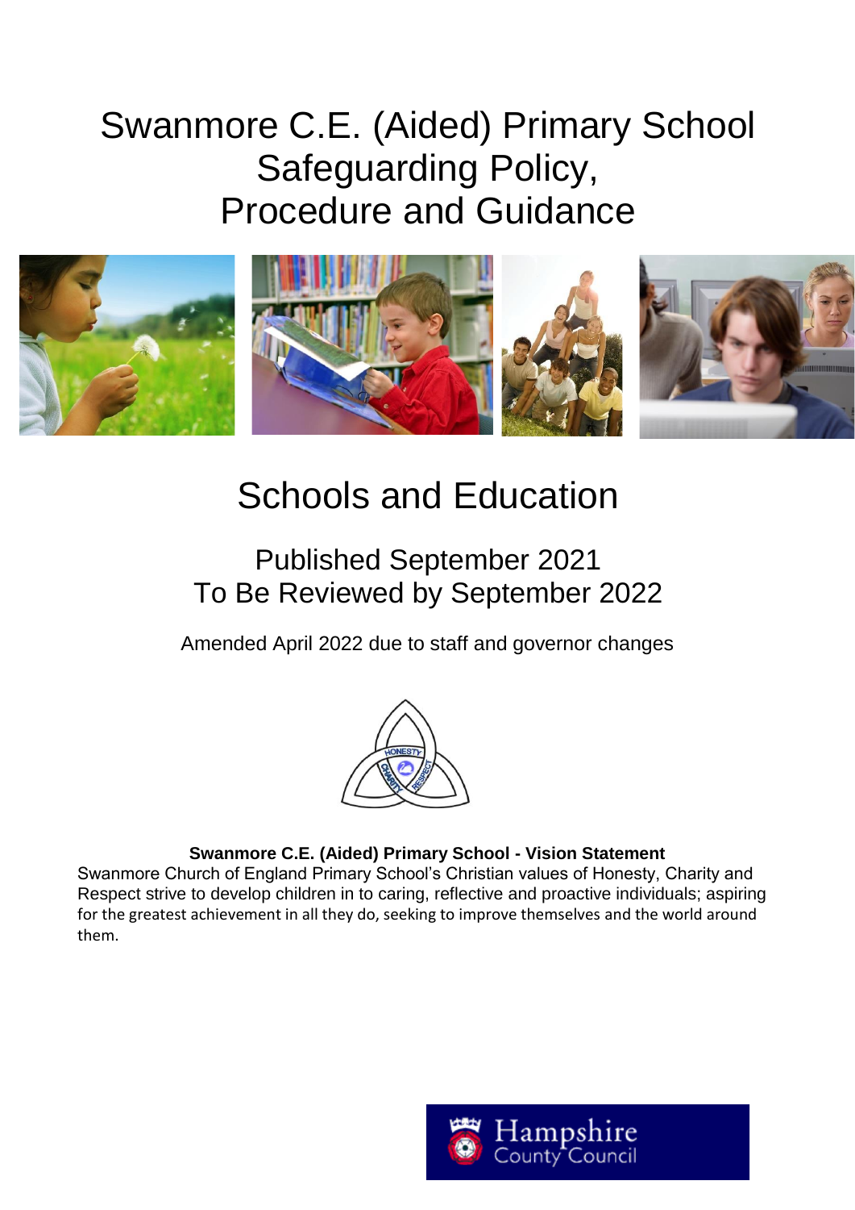# Swanmore C.E. (Aided) Primary School Safeguarding Policy, Procedure and Guidance

## Schools and Education

### Published September 2021
### To Be Reviewed by September 2022

Amended April 2022 due to staff and governor changes

HONESTY CHARITY RESPECT

**Swanmore C.E. (Aided) Primary School - Vision Statement**

Swanmore Church of England Primary School's Christian values of Honesty, Charity and Respect strive to develop children in to caring, reflective and proactive individuals; aspiring for the greatest achievement in all they do, seeking to improve themselves and the world around them.

Hampshire County Council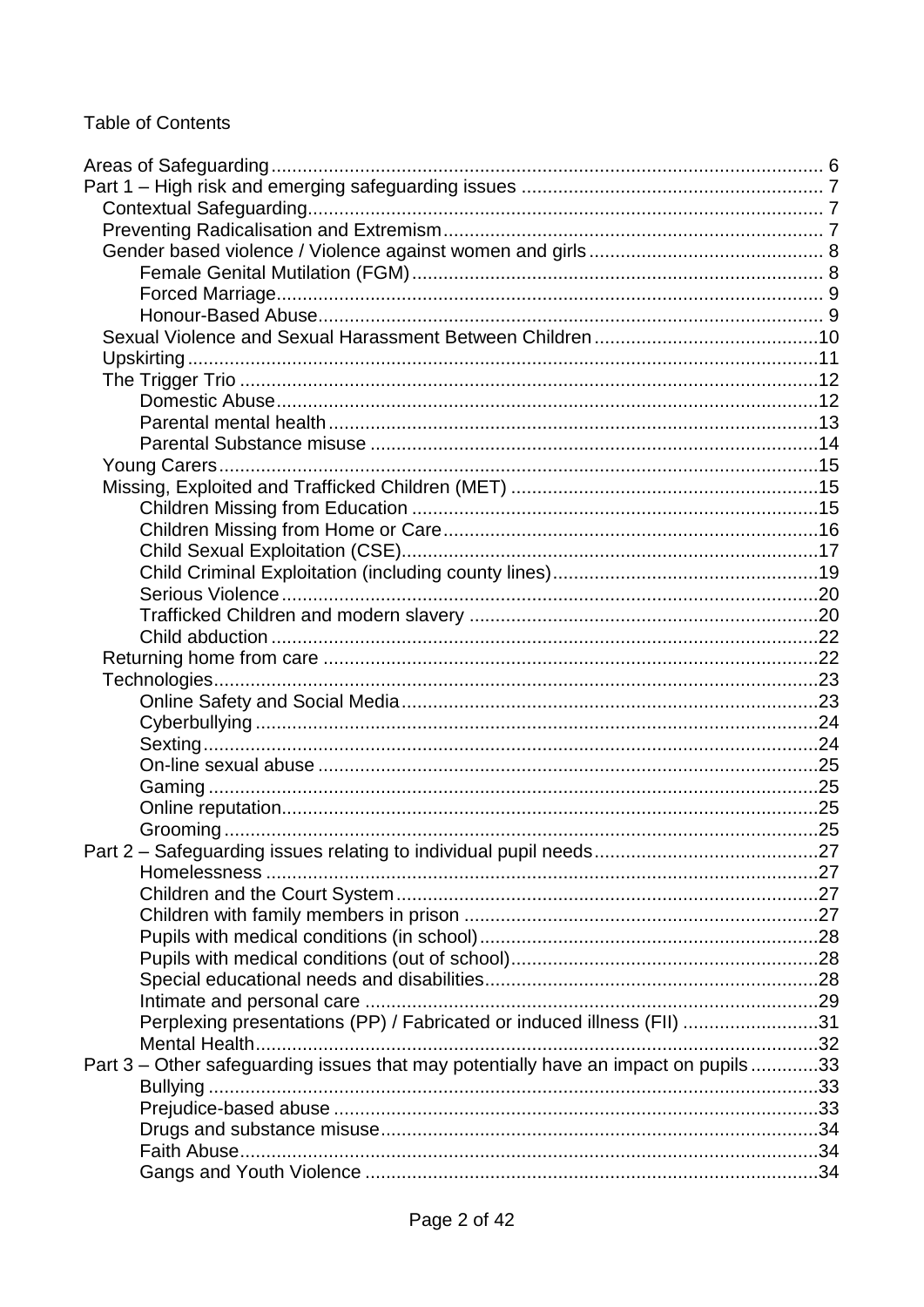Table of Contents

- Areas of Safeguarding ... 6
- Part 1 – High risk and emerging safeguarding issues ... 7
  - Contextual Safeguarding ... 7
  - Preventing Radicalisation and Extremism ... 7
  - Gender based violence / Violence against women and girls ... 8
    - Female Genital Mutilation (FGM) ... 8
    - Forced Marriage ... 9
    - Honour-Based Abuse ... 9
  - Sexual Violence and Sexual Harassment Between Children ... 10
  - Upskirting ... 11
  - The Trigger Trio ... 12
    - Domestic Abuse ... 12
    - Parental mental health ... 13
    - Parental Substance misuse ... 14
  - Young Carers ... 15
  - Missing, Exploited and Trafficked Children (MET) ... 15
    - Children Missing from Education ... 15
    - Children Missing from Home or Care ... 16
    - Child Sexual Exploitation (CSE) ... 17
    - Child Criminal Exploitation (including county lines) ... 19
    - Serious Violence ... 20
    - Trafficked Children and modern slavery ... 20
    - Child abduction ... 22
  - Returning home from care ... 22
  - Technologies ... 23
    - Online Safety and Social Media ... 23
    - Cyberbullying ... 24
    - Sexting ... 24
    - On-line sexual abuse ... 25
    - Gaming ... 25
    - Online reputation ... 25
    - Grooming ... 25
- Part 2 – Safeguarding issues relating to individual pupil needs ... 27
    - Homelessness ... 27
    - Children and the Court System ... 27
    - Children with family members in prison ... 27
    - Pupils with medical conditions (in school) ... 28
    - Pupils with medical conditions (out of school) ... 28
    - Special educational needs and disabilities ... 28
    - Intimate and personal care ... 29
    - Perplexing presentations (PP) / Fabricated or induced illness (FII) ... 31
    - Mental Health ... 32
- Part 3 – Other safeguarding issues that may potentially have an impact on pupils ... 33
    - Bullying ... 33
    - Prejudice-based abuse ... 33
    - Drugs and substance misuse ... 34
    - Faith Abuse ... 34
    - Gangs and Youth Violence ... 34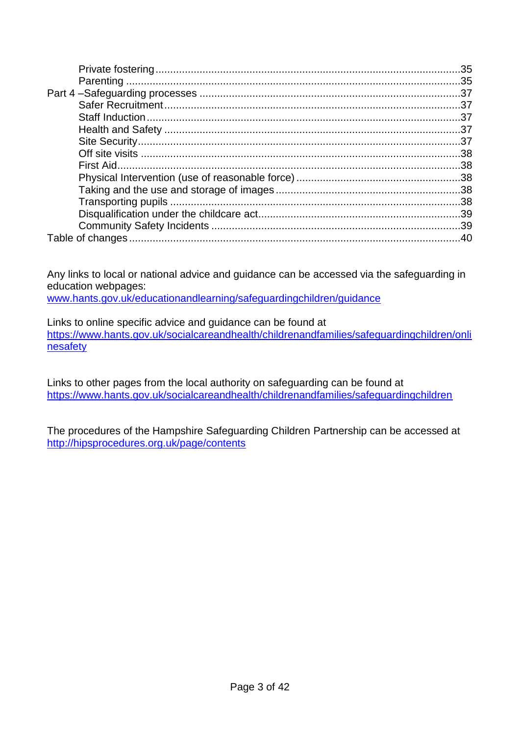- Private fostering ....................................................................................................35
- Parenting ...............................................................................................................35

Part 4 –Safeguarding processes ..................................................................................37

- Safer Recruitment ...................................................................................................37
- Staff Induction ........................................................................................................37
- Health and Safety ...................................................................................................37
- Site Security ...........................................................................................................37
- Off site visits ...........................................................................................................38
- First Aid ..................................................................................................................38
- Physical Intervention (use of reasonable force) .......................................................38
- Taking and the use and storage of images ..............................................................38
- Transporting pupils .................................................................................................38
- Disqualification under the childcare act ...................................................................39
- Community Safety Incidents ...................................................................................39

Table of changes ...........................................................................................................40

Any links to local or national advice and guidance can be accessed via the safeguarding in education webpages:
www.hants.gov.uk/educationandlearning/safeguardingchildren/guidance

Links to online specific advice and guidance can be found at
https://www.hants.gov.uk/socialcareandhealth/childrenandfamilies/safeguardingchildren/onlinesafety

Links to other pages from the local authority on safeguarding can be found at
https://www.hants.gov.uk/socialcareandhealth/childrenandfamilies/safeguardingchildren

The procedures of the Hampshire Safeguarding Children Partnership can be accessed at
http://hipsprocedures.org.uk/page/contents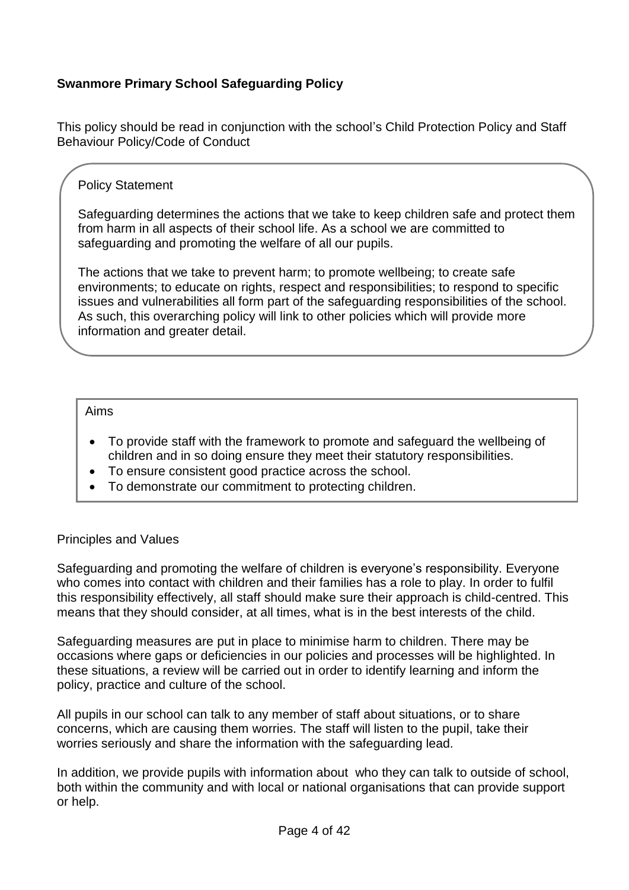**Swanmore Primary School Safeguarding Policy**

This policy should be read in conjunction with the school's Child Protection Policy and Staff Behaviour Policy/Code of Conduct

Policy Statement

Safeguarding determines the actions that we take to keep children safe and protect them from harm in all aspects of their school life. As a school we are committed to safeguarding and promoting the welfare of all our pupils.

The actions that we take to prevent harm; to promote wellbeing; to create safe environments; to educate on rights, respect and responsibilities; to respond to specific issues and vulnerabilities all form part of the safeguarding responsibilities of the school. As such, this overarching policy will link to other policies which will provide more information and greater detail.

Aims

- To provide staff with the framework to promote and safeguard the wellbeing of children and in so doing ensure they meet their statutory responsibilities.
- To ensure consistent good practice across the school.
- To demonstrate our commitment to protecting children.

Principles and Values

Safeguarding and promoting the welfare of children is everyone's responsibility. Everyone who comes into contact with children and their families has a role to play. In order to fulfil this responsibility effectively, all staff should make sure their approach is child-centred. This means that they should consider, at all times, what is in the best interests of the child.

Safeguarding measures are put in place to minimise harm to children. There may be occasions where gaps or deficiencies in our policies and processes will be highlighted. In these situations, a review will be carried out in order to identify learning and inform the policy, practice and culture of the school.

All pupils in our school can talk to any member of staff about situations, or to share concerns, which are causing them worries. The staff will listen to the pupil, take their worries seriously and share the information with the safeguarding lead.

In addition, we provide pupils with information about who they can talk to outside of school, both within the community and with local or national organisations that can provide support or help.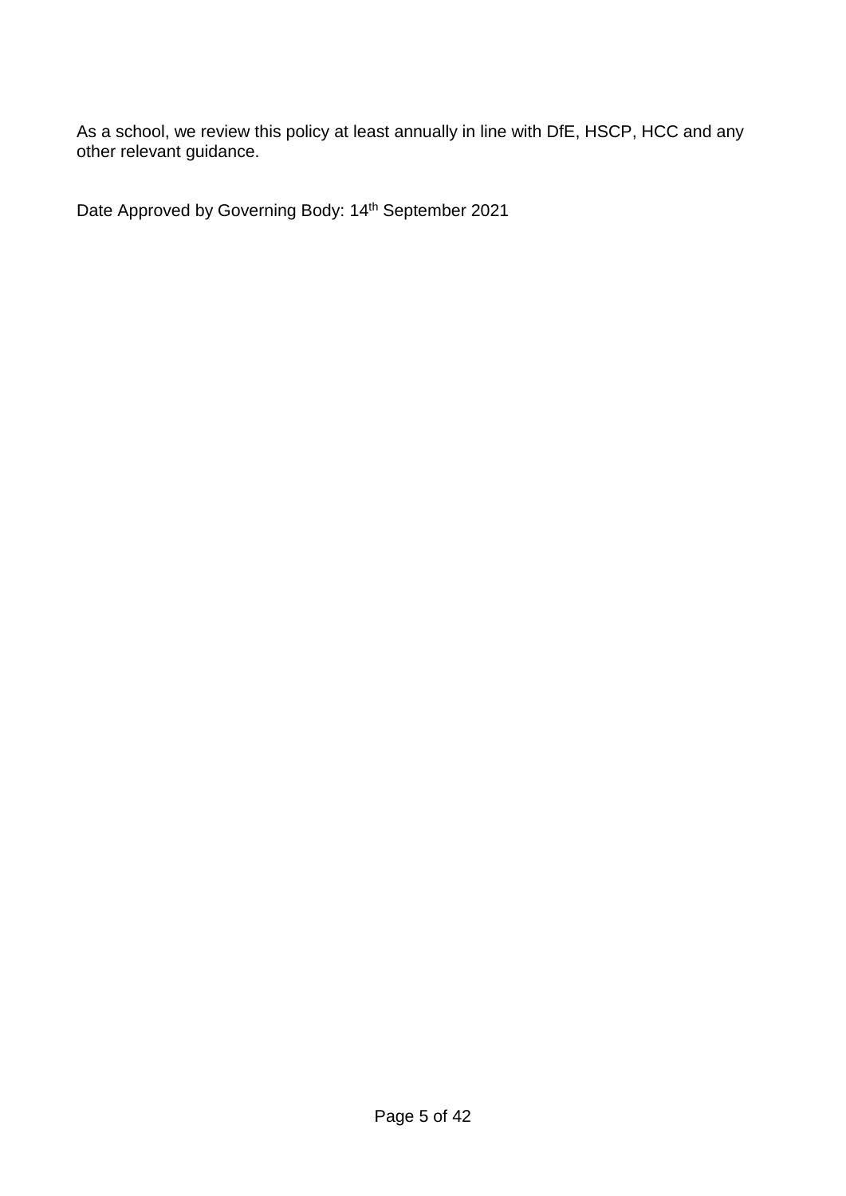As a school, we review this policy at least annually in line with DfE, HSCP, HCC and any other relevant guidance.

Date Approved by Governing Body: 14th September 2021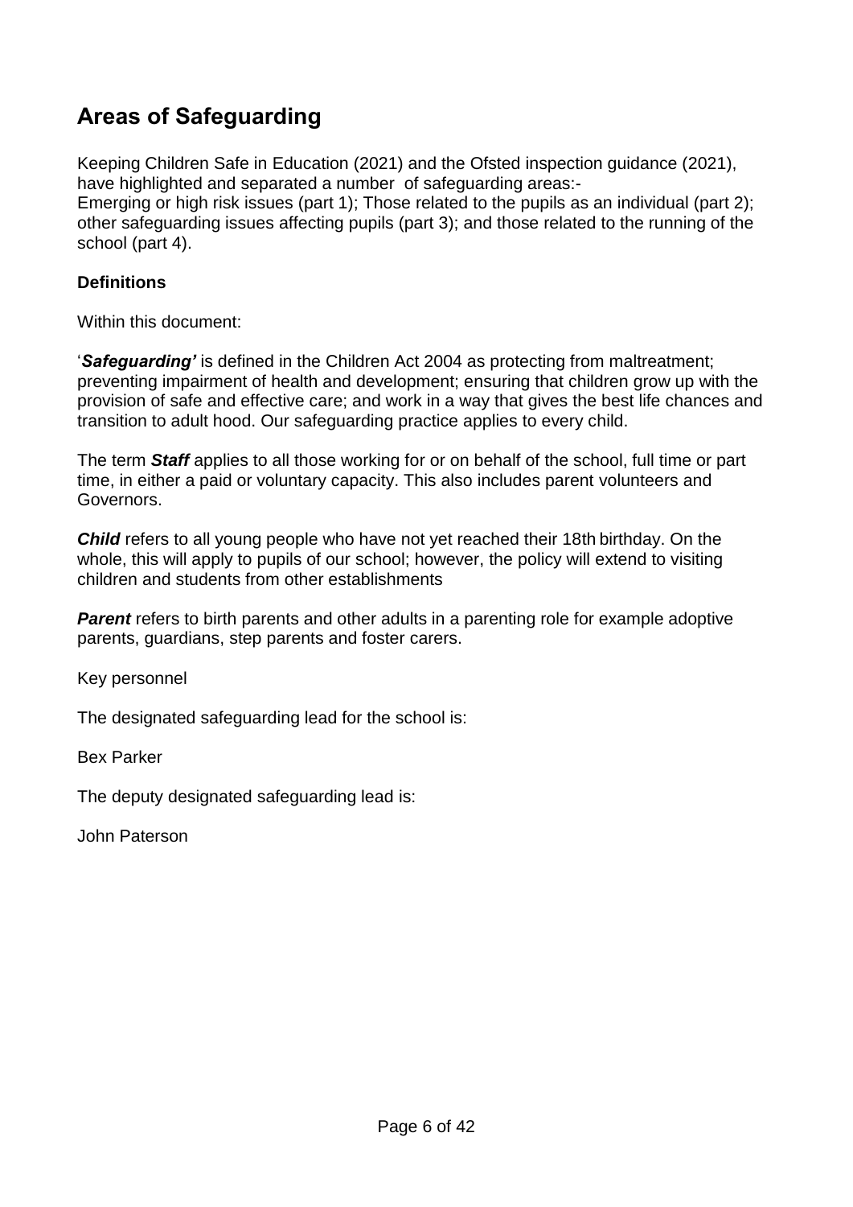## Areas of Safeguarding

Keeping Children Safe in Education (2021) and the Ofsted inspection guidance (2021), have highlighted and separated a number of safeguarding areas:-
Emerging or high risk issues (part 1); Those related to the pupils as an individual (part 2); other safeguarding issues affecting pupils (part 3); and those related to the running of the school (part 4).

### Definitions

Within this document:

'***Safeguarding'*** is defined in the Children Act 2004 as protecting from maltreatment; preventing impairment of health and development; ensuring that children grow up with the provision of safe and effective care; and work in a way that gives the best life chances and transition to adult hood. Our safeguarding practice applies to every child.

The term ***Staff*** applies to all those working for or on behalf of the school, full time or part time, in either a paid or voluntary capacity. This also includes parent volunteers and Governors.

***Child*** refers to all young people who have not yet reached their 18th birthday. On the whole, this will apply to pupils of our school; however, the policy will extend to visiting children and students from other establishments

***Parent*** refers to birth parents and other adults in a parenting role for example adoptive parents, guardians, step parents and foster carers.

Key personnel

The designated safeguarding lead for the school is:

Bex Parker

The deputy designated safeguarding lead is:

John Paterson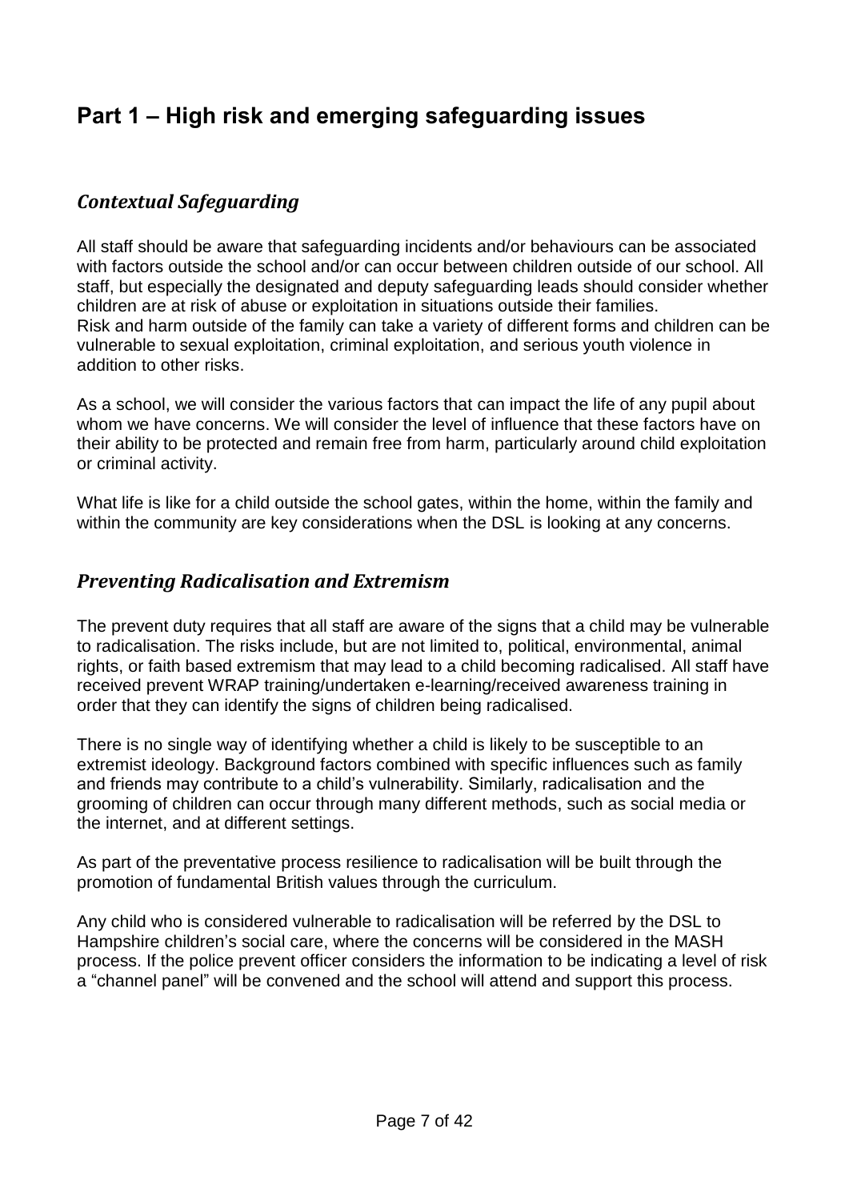# Part 1 – High risk and emerging safeguarding issues

## *Contextual Safeguarding*

All staff should be aware that safeguarding incidents and/or behaviours can be associated with factors outside the school and/or can occur between children outside of our school. All staff, but especially the designated and deputy safeguarding leads should consider whether children are at risk of abuse or exploitation in situations outside their families.
Risk and harm outside of the family can take a variety of different forms and children can be vulnerable to sexual exploitation, criminal exploitation, and serious youth violence in addition to other risks.

As a school, we will consider the various factors that can impact the life of any pupil about whom we have concerns. We will consider the level of influence that these factors have on their ability to be protected and remain free from harm, particularly around child exploitation or criminal activity.

What life is like for a child outside the school gates, within the home, within the family and within the community are key considerations when the DSL is looking at any concerns.

## *Preventing Radicalisation and Extremism*

The prevent duty requires that all staff are aware of the signs that a child may be vulnerable to radicalisation. The risks include, but are not limited to, political, environmental, animal rights, or faith based extremism that may lead to a child becoming radicalised. All staff have received prevent WRAP training/undertaken e-learning/received awareness training in order that they can identify the signs of children being radicalised.

There is no single way of identifying whether a child is likely to be susceptible to an extremist ideology. Background factors combined with specific influences such as family and friends may contribute to a child's vulnerability. Similarly, radicalisation and the grooming of children can occur through many different methods, such as social media or the internet, and at different settings.

As part of the preventative process resilience to radicalisation will be built through the promotion of fundamental British values through the curriculum.

Any child who is considered vulnerable to radicalisation will be referred by the DSL to Hampshire children's social care, where the concerns will be considered in the MASH process. If the police prevent officer considers the information to be indicating a level of risk a "channel panel" will be convened and the school will attend and support this process.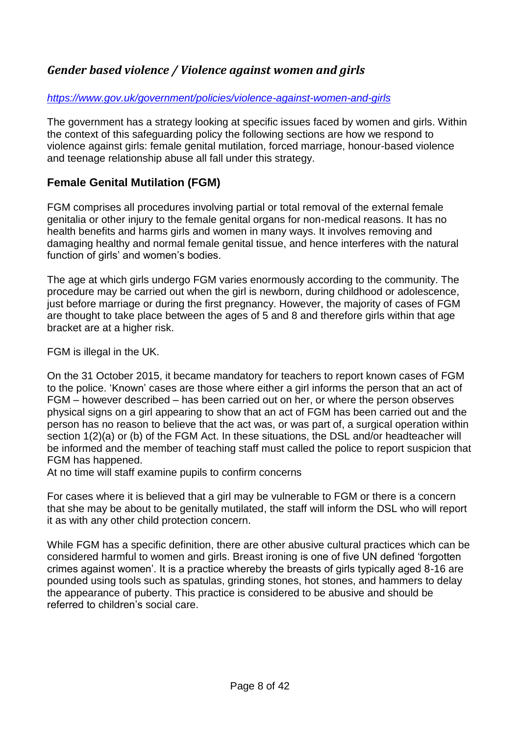## *Gender based violence / Violence against women and girls*

*https://www.gov.uk/government/policies/violence-against-women-and-girls*

The government has a strategy looking at specific issues faced by women and girls. Within the context of this safeguarding policy the following sections are how we respond to violence against girls: female genital mutilation, forced marriage, honour-based violence and teenage relationship abuse all fall under this strategy.

### Female Genital Mutilation (FGM)

FGM comprises all procedures involving partial or total removal of the external female genitalia or other injury to the female genital organs for non-medical reasons. It has no health benefits and harms girls and women in many ways. It involves removing and damaging healthy and normal female genital tissue, and hence interferes with the natural function of girls' and women's bodies.

The age at which girls undergo FGM varies enormously according to the community. The procedure may be carried out when the girl is newborn, during childhood or adolescence, just before marriage or during the first pregnancy. However, the majority of cases of FGM are thought to take place between the ages of 5 and 8 and therefore girls within that age bracket are at a higher risk.

FGM is illegal in the UK.

On the 31 October 2015, it became mandatory for teachers to report known cases of FGM to the police. 'Known' cases are those where either a girl informs the person that an act of FGM – however described – has been carried out on her, or where the person observes physical signs on a girl appearing to show that an act of FGM has been carried out and the person has no reason to believe that the act was, or was part of, a surgical operation within section 1(2)(a) or (b) of the FGM Act. In these situations, the DSL and/or headteacher will be informed and the member of teaching staff must called the police to report suspicion that FGM has happened.
At no time will staff examine pupils to confirm concerns

For cases where it is believed that a girl may be vulnerable to FGM or there is a concern that she may be about to be genitally mutilated, the staff will inform the DSL who will report it as with any other child protection concern.

While FGM has a specific definition, there are other abusive cultural practices which can be considered harmful to women and girls. Breast ironing is one of five UN defined 'forgotten crimes against women'. It is a practice whereby the breasts of girls typically aged 8-16 are pounded using tools such as spatulas, grinding stones, hot stones, and hammers to delay the appearance of puberty. This practice is considered to be abusive and should be referred to children's social care.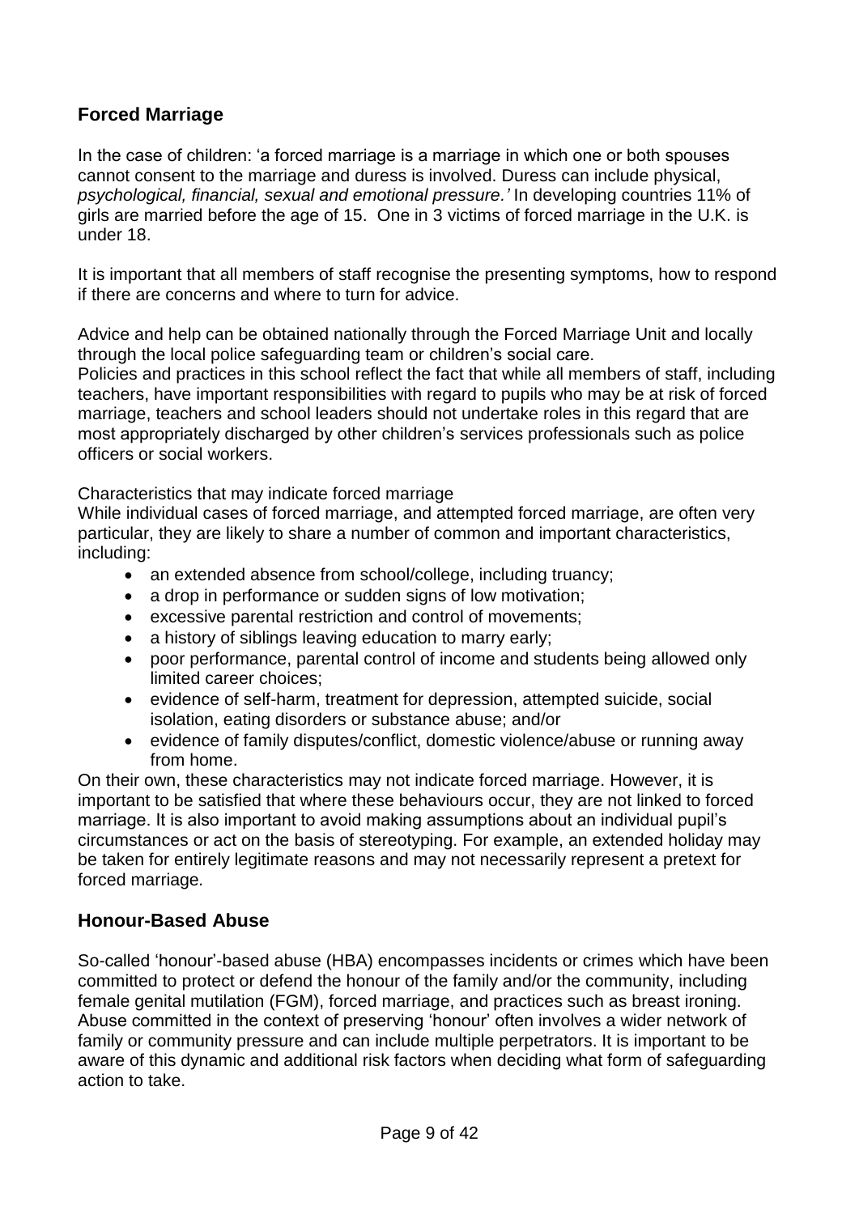## Forced Marriage

In the case of children: 'a forced marriage is a marriage in which one or both spouses cannot consent to the marriage and duress is involved. Duress can include physical, *psychological, financial, sexual and emotional pressure.'* In developing countries 11% of girls are married before the age of 15. One in 3 victims of forced marriage in the U.K. is under 18.

It is important that all members of staff recognise the presenting symptoms, how to respond if there are concerns and where to turn for advice.

Advice and help can be obtained nationally through the Forced Marriage Unit and locally through the local police safeguarding team or children's social care.

Policies and practices in this school reflect the fact that while all members of staff, including teachers, have important responsibilities with regard to pupils who may be at risk of forced marriage, teachers and school leaders should not undertake roles in this regard that are most appropriately discharged by other children's services professionals such as police officers or social workers.

Characteristics that may indicate forced marriage

While individual cases of forced marriage, and attempted forced marriage, are often very particular, they are likely to share a number of common and important characteristics, including:

- an extended absence from school/college, including truancy;
- a drop in performance or sudden signs of low motivation;
- excessive parental restriction and control of movements;
- a history of siblings leaving education to marry early;
- poor performance, parental control of income and students being allowed only limited career choices;
- evidence of self-harm, treatment for depression, attempted suicide, social isolation, eating disorders or substance abuse; and/or
- evidence of family disputes/conflict, domestic violence/abuse or running away from home.

On their own, these characteristics may not indicate forced marriage. However, it is important to be satisfied that where these behaviours occur, they are not linked to forced marriage. It is also important to avoid making assumptions about an individual pupil's circumstances or act on the basis of stereotyping. For example, an extended holiday may be taken for entirely legitimate reasons and may not necessarily represent a pretext for forced marriage.

## Honour-Based Abuse

So-called 'honour'-based abuse (HBA) encompasses incidents or crimes which have been committed to protect or defend the honour of the family and/or the community, including female genital mutilation (FGM), forced marriage, and practices such as breast ironing. Abuse committed in the context of preserving 'honour' often involves a wider network of family or community pressure and can include multiple perpetrators. It is important to be aware of this dynamic and additional risk factors when deciding what form of safeguarding action to take.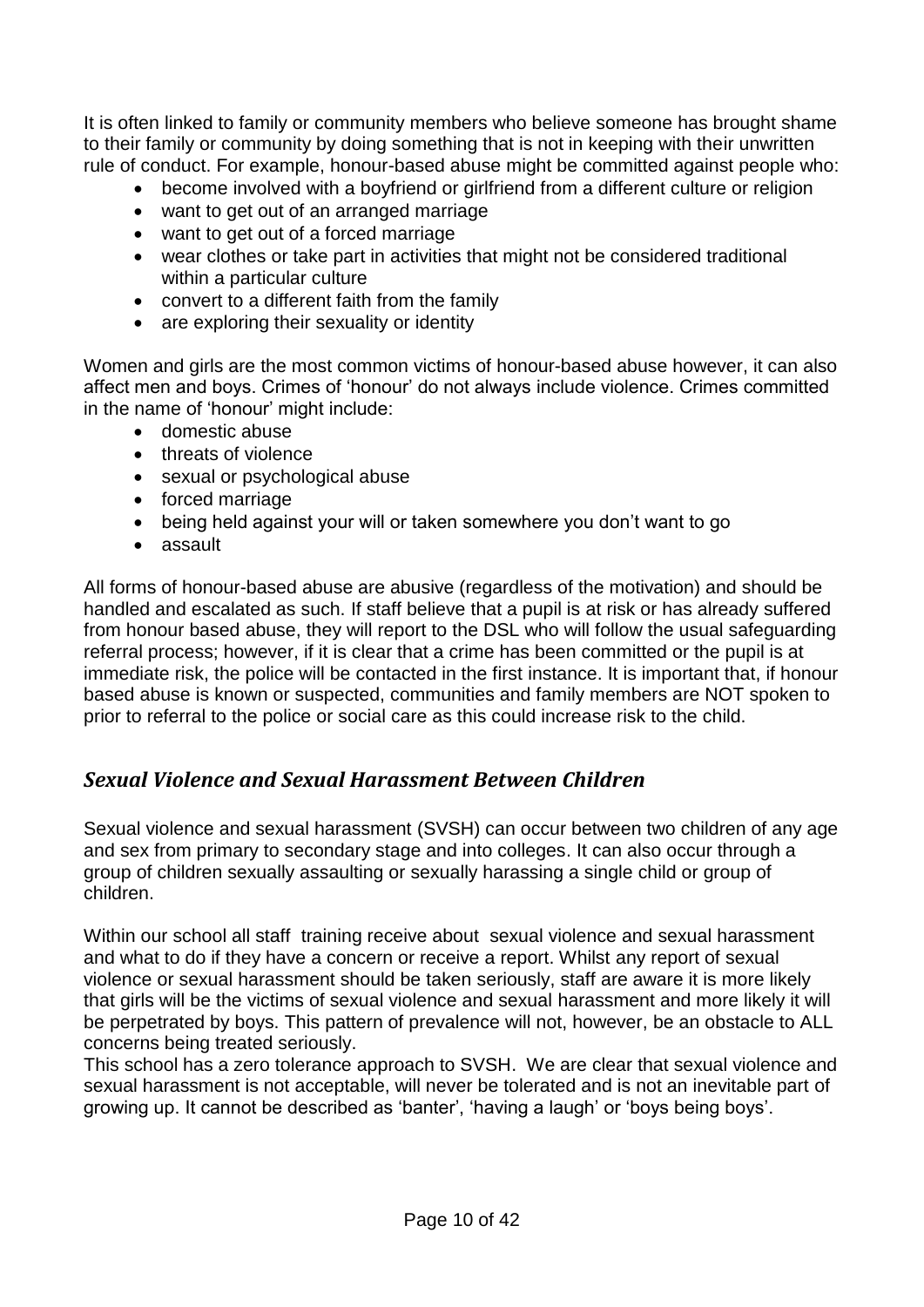It is often linked to family or community members who believe someone has brought shame to their family or community by doing something that is not in keeping with their unwritten rule of conduct. For example, honour-based abuse might be committed against people who:

- become involved with a boyfriend or girlfriend from a different culture or religion
- want to get out of an arranged marriage
- want to get out of a forced marriage
- wear clothes or take part in activities that might not be considered traditional within a particular culture
- convert to a different faith from the family
- are exploring their sexuality or identity

Women and girls are the most common victims of honour-based abuse however, it can also affect men and boys. Crimes of 'honour' do not always include violence. Crimes committed in the name of 'honour' might include:

- domestic abuse
- threats of violence
- sexual or psychological abuse
- forced marriage
- being held against your will or taken somewhere you don't want to go
- assault

All forms of honour-based abuse are abusive (regardless of the motivation) and should be handled and escalated as such. If staff believe that a pupil is at risk or has already suffered from honour based abuse, they will report to the DSL who will follow the usual safeguarding referral process; however, if it is clear that a crime has been committed or the pupil is at immediate risk, the police will be contacted in the first instance. It is important that, if honour based abuse is known or suspected, communities and family members are NOT spoken to prior to referral to the police or social care as this could increase risk to the child.

## *Sexual Violence and Sexual Harassment Between Children*

Sexual violence and sexual harassment (SVSH) can occur between two children of any age and sex from primary to secondary stage and into colleges. It can also occur through a group of children sexually assaulting or sexually harassing a single child or group of children.

Within our school all staff training receive about sexual violence and sexual harassment and what to do if they have a concern or receive a report. Whilst any report of sexual violence or sexual harassment should be taken seriously, staff are aware it is more likely that girls will be the victims of sexual violence and sexual harassment and more likely it will be perpetrated by boys. This pattern of prevalence will not, however, be an obstacle to ALL concerns being treated seriously.

This school has a zero tolerance approach to SVSH. We are clear that sexual violence and sexual harassment is not acceptable, will never be tolerated and is not an inevitable part of growing up. It cannot be described as 'banter', 'having a laugh' or 'boys being boys'.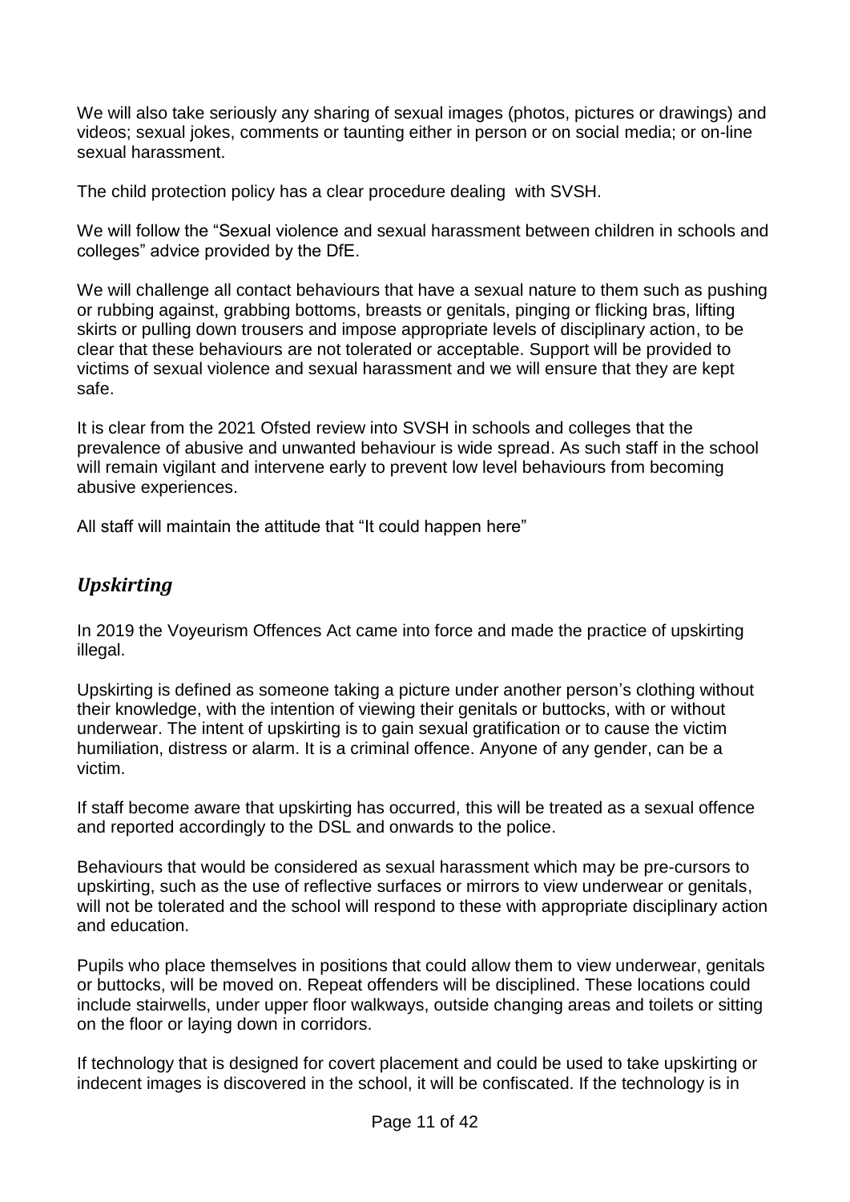We will also take seriously any sharing of sexual images (photos, pictures or drawings) and videos; sexual jokes, comments or taunting either in person or on social media; or on-line sexual harassment.

The child protection policy has a clear procedure dealing with SVSH.

We will follow the "Sexual violence and sexual harassment between children in schools and colleges" advice provided by the DfE.

We will challenge all contact behaviours that have a sexual nature to them such as pushing or rubbing against, grabbing bottoms, breasts or genitals, pinging or flicking bras, lifting skirts or pulling down trousers and impose appropriate levels of disciplinary action, to be clear that these behaviours are not tolerated or acceptable. Support will be provided to victims of sexual violence and sexual harassment and we will ensure that they are kept safe.

It is clear from the 2021 Ofsted review into SVSH in schools and colleges that the prevalence of abusive and unwanted behaviour is wide spread. As such staff in the school will remain vigilant and intervene early to prevent low level behaviours from becoming abusive experiences.

All staff will maintain the attitude that "It could happen here"

## *Upskirting*

In 2019 the Voyeurism Offences Act came into force and made the practice of upskirting illegal.

Upskirting is defined as someone taking a picture under another person's clothing without their knowledge, with the intention of viewing their genitals or buttocks, with or without underwear. The intent of upskirting is to gain sexual gratification or to cause the victim humiliation, distress or alarm. It is a criminal offence. Anyone of any gender, can be a victim.

If staff become aware that upskirting has occurred, this will be treated as a sexual offence and reported accordingly to the DSL and onwards to the police.

Behaviours that would be considered as sexual harassment which may be pre-cursors to upskirting, such as the use of reflective surfaces or mirrors to view underwear or genitals, will not be tolerated and the school will respond to these with appropriate disciplinary action and education.

Pupils who place themselves in positions that could allow them to view underwear, genitals or buttocks, will be moved on. Repeat offenders will be disciplined. These locations could include stairwells, under upper floor walkways, outside changing areas and toilets or sitting on the floor or laying down in corridors.

If technology that is designed for covert placement and could be used to take upskirting or indecent images is discovered in the school, it will be confiscated. If the technology is in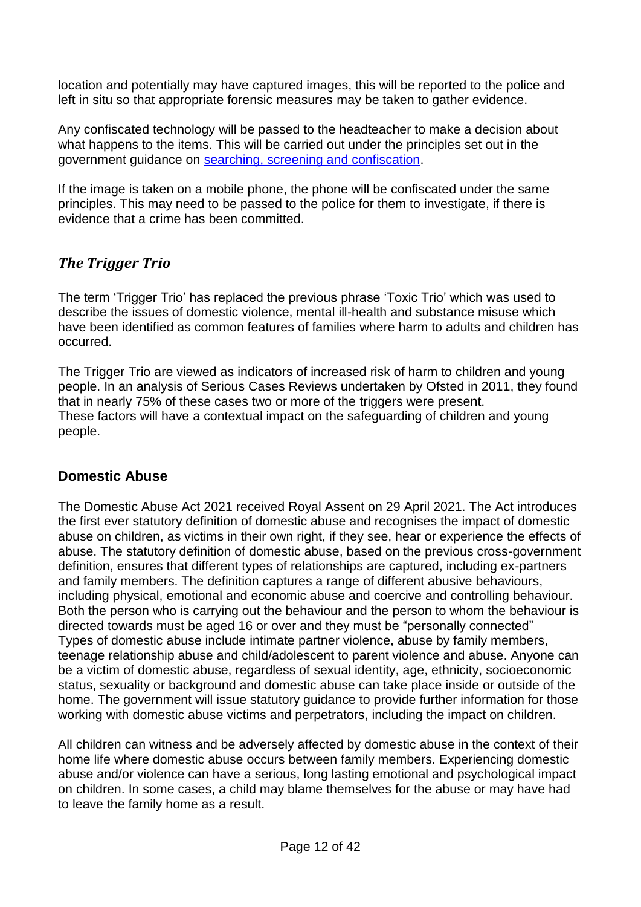location and potentially may have captured images, this will be reported to the police and left in situ so that appropriate forensic measures may be taken to gather evidence.

Any confiscated technology will be passed to the headteacher to make a decision about what happens to the items. This will be carried out under the principles set out in the government guidance on [searching, screening and confiscation](searching, screening and confiscation).

If the image is taken on a mobile phone, the phone will be confiscated under the same principles. This may need to be passed to the police for them to investigate, if there is evidence that a crime has been committed.

## *The Trigger Trio*

The term 'Trigger Trio' has replaced the previous phrase 'Toxic Trio' which was used to describe the issues of domestic violence, mental ill-health and substance misuse which have been identified as common features of families where harm to adults and children has occurred.

The Trigger Trio are viewed as indicators of increased risk of harm to children and young people. In an analysis of Serious Cases Reviews undertaken by Ofsted in 2011, they found that in nearly 75% of these cases two or more of the triggers were present.
These factors will have a contextual impact on the safeguarding of children and young people.

### Domestic Abuse

The Domestic Abuse Act 2021 received Royal Assent on 29 April 2021. The Act introduces the first ever statutory definition of domestic abuse and recognises the impact of domestic abuse on children, as victims in their own right, if they see, hear or experience the effects of abuse. The statutory definition of domestic abuse, based on the previous cross-government definition, ensures that different types of relationships are captured, including ex-partners and family members. The definition captures a range of different abusive behaviours, including physical, emotional and economic abuse and coercive and controlling behaviour. Both the person who is carrying out the behaviour and the person to whom the behaviour is directed towards must be aged 16 or over and they must be "personally connected"
Types of domestic abuse include intimate partner violence, abuse by family members, teenage relationship abuse and child/adolescent to parent violence and abuse. Anyone can be a victim of domestic abuse, regardless of sexual identity, age, ethnicity, socioeconomic status, sexuality or background and domestic abuse can take place inside or outside of the home. The government will issue statutory guidance to provide further information for those working with domestic abuse victims and perpetrators, including the impact on children.

All children can witness and be adversely affected by domestic abuse in the context of their home life where domestic abuse occurs between family members. Experiencing domestic abuse and/or violence can have a serious, long lasting emotional and psychological impact on children. In some cases, a child may blame themselves for the abuse or may have had to leave the family home as a result.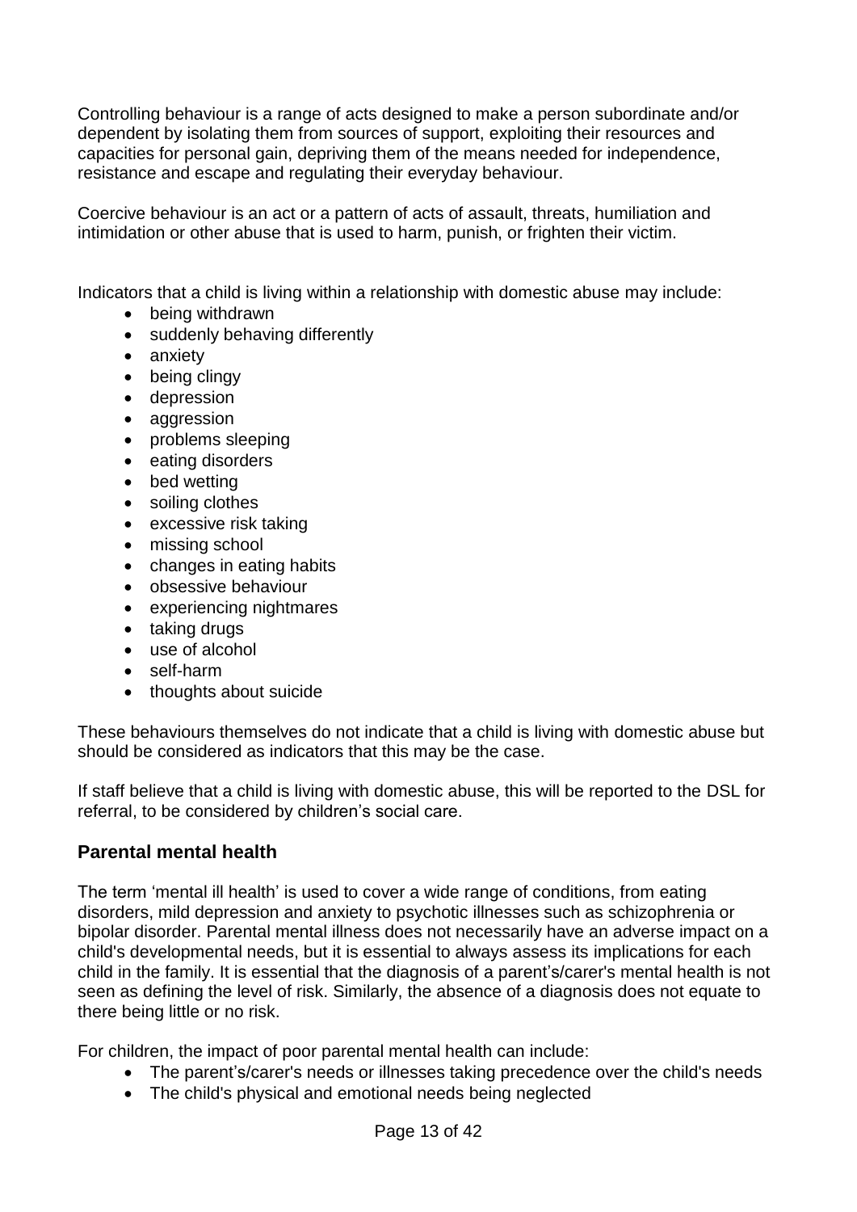Controlling behaviour is a range of acts designed to make a person subordinate and/or dependent by isolating them from sources of support, exploiting their resources and capacities for personal gain, depriving them of the means needed for independence, resistance and escape and regulating their everyday behaviour.

Coercive behaviour is an act or a pattern of acts of assault, threats, humiliation and intimidation or other abuse that is used to harm, punish, or frighten their victim.

Indicators that a child is living within a relationship with domestic abuse may include:

- being withdrawn
- suddenly behaving differently
- anxiety
- being clingy
- depression
- aggression
- problems sleeping
- eating disorders
- bed wetting
- soiling clothes
- excessive risk taking
- missing school
- changes in eating habits
- obsessive behaviour
- experiencing nightmares
- taking drugs
- use of alcohol
- self-harm
- thoughts about suicide

These behaviours themselves do not indicate that a child is living with domestic abuse but should be considered as indicators that this may be the case.

If staff believe that a child is living with domestic abuse, this will be reported to the DSL for referral, to be considered by children's social care.

## Parental mental health

The term 'mental ill health' is used to cover a wide range of conditions, from eating disorders, mild depression and anxiety to psychotic illnesses such as schizophrenia or bipolar disorder. Parental mental illness does not necessarily have an adverse impact on a child's developmental needs, but it is essential to always assess its implications for each child in the family. It is essential that the diagnosis of a parent's/carer's mental health is not seen as defining the level of risk. Similarly, the absence of a diagnosis does not equate to there being little or no risk.

For children, the impact of poor parental mental health can include:

- The parent's/carer's needs or illnesses taking precedence over the child's needs
- The child's physical and emotional needs being neglected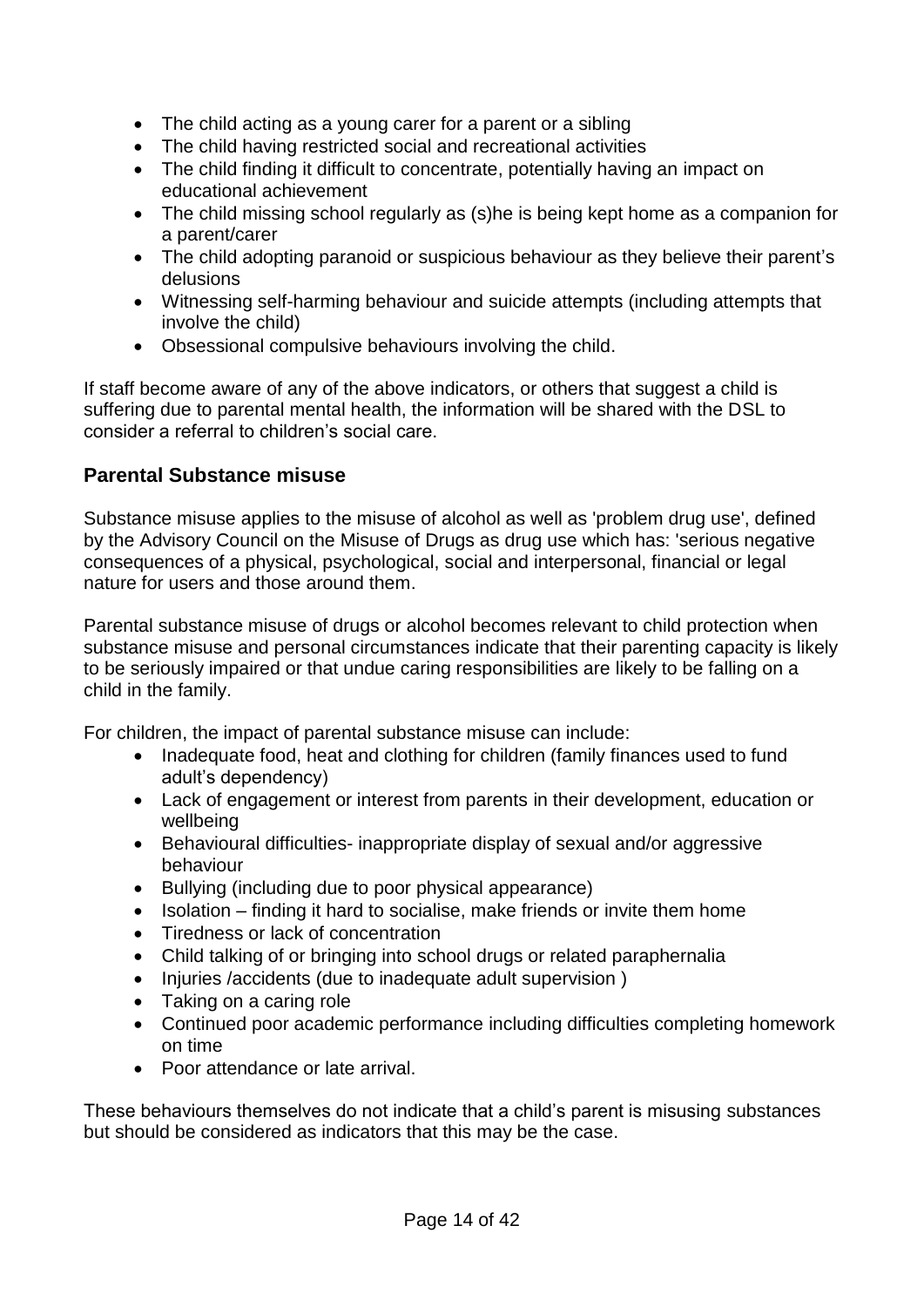- The child acting as a young carer for a parent or a sibling
- The child having restricted social and recreational activities
- The child finding it difficult to concentrate, potentially having an impact on educational achievement
- The child missing school regularly as (s)he is being kept home as a companion for a parent/carer
- The child adopting paranoid or suspicious behaviour as they believe their parent's delusions
- Witnessing self-harming behaviour and suicide attempts (including attempts that involve the child)
- Obsessional compulsive behaviours involving the child.

If staff become aware of any of the above indicators, or others that suggest a child is suffering due to parental mental health, the information will be shared with the DSL to consider a referral to children's social care.

## Parental Substance misuse

Substance misuse applies to the misuse of alcohol as well as 'problem drug use', defined by the Advisory Council on the Misuse of Drugs as drug use which has: 'serious negative consequences of a physical, psychological, social and interpersonal, financial or legal nature for users and those around them.

Parental substance misuse of drugs or alcohol becomes relevant to child protection when substance misuse and personal circumstances indicate that their parenting capacity is likely to be seriously impaired or that undue caring responsibilities are likely to be falling on a child in the family.

For children, the impact of parental substance misuse can include:

- Inadequate food, heat and clothing for children (family finances used to fund adult's dependency)
- Lack of engagement or interest from parents in their development, education or wellbeing
- Behavioural difficulties- inappropriate display of sexual and/or aggressive behaviour
- Bullying (including due to poor physical appearance)
- Isolation – finding it hard to socialise, make friends or invite them home
- Tiredness or lack of concentration
- Child talking of or bringing into school drugs or related paraphernalia
- Injuries /accidents (due to inadequate adult supervision )
- Taking on a caring role
- Continued poor academic performance including difficulties completing homework on time
- Poor attendance or late arrival.

These behaviours themselves do not indicate that a child's parent is misusing substances but should be considered as indicators that this may be the case.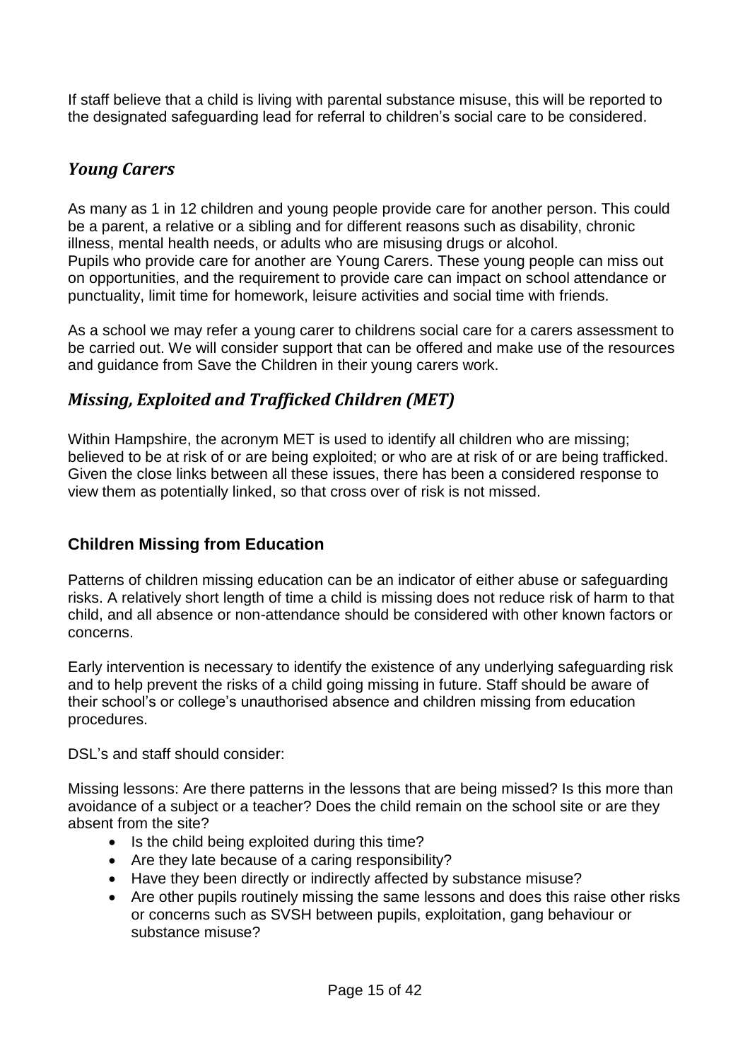If staff believe that a child is living with parental substance misuse, this will be reported to the designated safeguarding lead for referral to children's social care to be considered.

## *Young Carers*

As many as 1 in 12 children and young people provide care for another person. This could be a parent, a relative or a sibling and for different reasons such as disability, chronic illness, mental health needs, or adults who are misusing drugs or alcohol.
Pupils who provide care for another are Young Carers. These young people can miss out on opportunities, and the requirement to provide care can impact on school attendance or punctuality, limit time for homework, leisure activities and social time with friends.

As a school we may refer a young carer to childrens social care for a carers assessment to be carried out. We will consider support that can be offered and make use of the resources and guidance from Save the Children in their young carers work.

## *Missing, Exploited and Trafficked Children (MET)*

Within Hampshire, the acronym MET is used to identify all children who are missing; believed to be at risk of or are being exploited; or who are at risk of or are being trafficked. Given the close links between all these issues, there has been a considered response to view them as potentially linked, so that cross over of risk is not missed.

### **Children Missing from Education**

Patterns of children missing education can be an indicator of either abuse or safeguarding risks. A relatively short length of time a child is missing does not reduce risk of harm to that child, and all absence or non-attendance should be considered with other known factors or concerns.

Early intervention is necessary to identify the existence of any underlying safeguarding risk and to help prevent the risks of a child going missing in future. Staff should be aware of their school's or college's unauthorised absence and children missing from education procedures.

DSL's and staff should consider:

Missing lessons: Are there patterns in the lessons that are being missed? Is this more than avoidance of a subject or a teacher? Does the child remain on the school site or are they absent from the site?

- Is the child being exploited during this time?
- Are they late because of a caring responsibility?
- Have they been directly or indirectly affected by substance misuse?
- Are other pupils routinely missing the same lessons and does this raise other risks or concerns such as SVSH between pupils, exploitation, gang behaviour or substance misuse?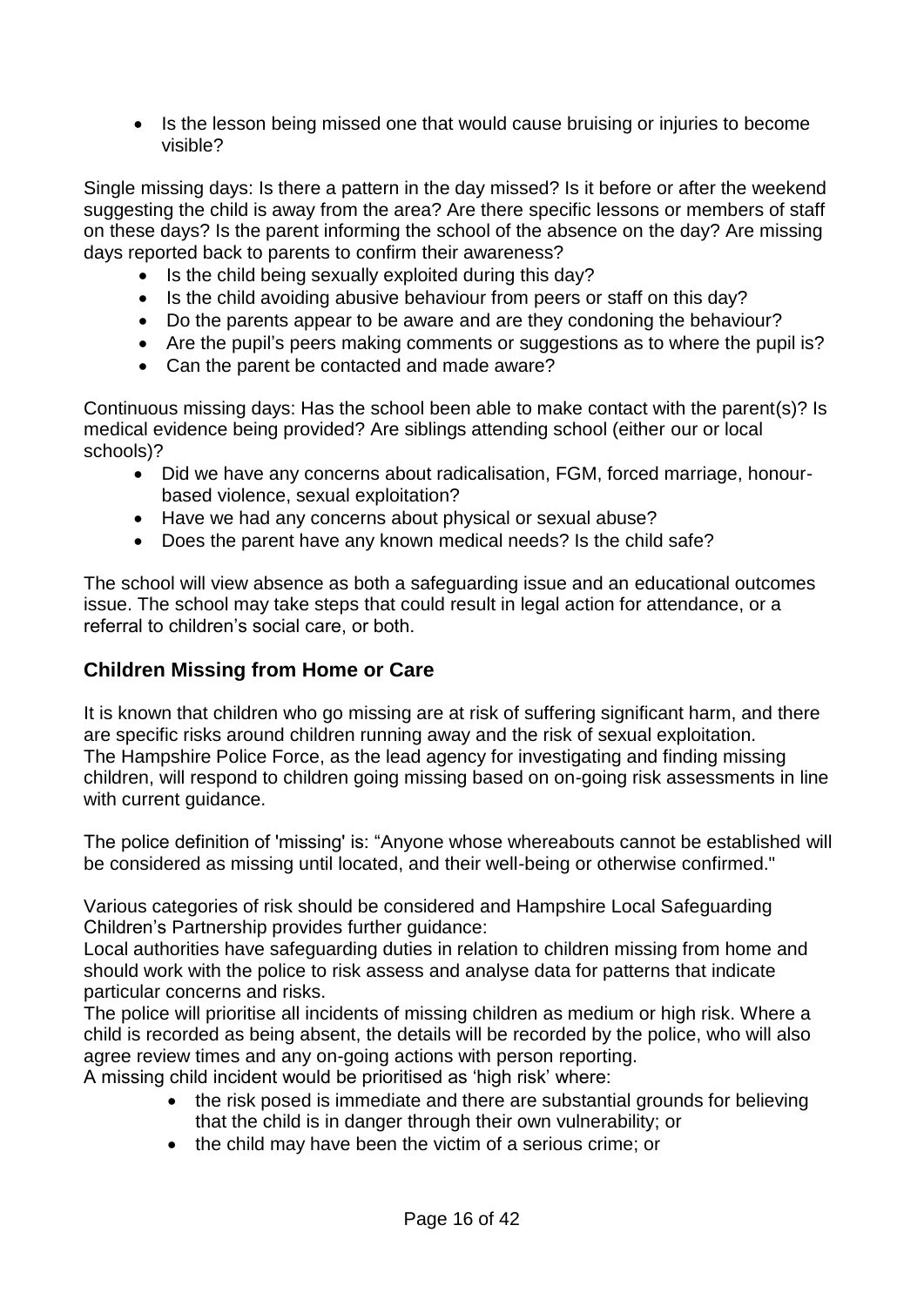- Is the lesson being missed one that would cause bruising or injuries to become visible?

Single missing days: Is there a pattern in the day missed? Is it before or after the weekend suggesting the child is away from the area? Are there specific lessons or members of staff on these days? Is the parent informing the school of the absence on the day? Are missing days reported back to parents to confirm their awareness?

- Is the child being sexually exploited during this day?
- Is the child avoiding abusive behaviour from peers or staff on this day?
- Do the parents appear to be aware and are they condoning the behaviour?
- Are the pupil's peers making comments or suggestions as to where the pupil is?
- Can the parent be contacted and made aware?

Continuous missing days: Has the school been able to make contact with the parent(s)? Is medical evidence being provided? Are siblings attending school (either our or local schools)?

- Did we have any concerns about radicalisation, FGM, forced marriage, honour-based violence, sexual exploitation?
- Have we had any concerns about physical or sexual abuse?
- Does the parent have any known medical needs? Is the child safe?

The school will view absence as both a safeguarding issue and an educational outcomes issue. The school may take steps that could result in legal action for attendance, or a referral to children's social care, or both.

## Children Missing from Home or Care

It is known that children who go missing are at risk of suffering significant harm, and there are specific risks around children running away and the risk of sexual exploitation. The Hampshire Police Force, as the lead agency for investigating and finding missing children, will respond to children going missing based on on-going risk assessments in line with current guidance.

The police definition of 'missing' is: "Anyone whose whereabouts cannot be established will be considered as missing until located, and their well-being or otherwise confirmed."

Various categories of risk should be considered and Hampshire Local Safeguarding Children's Partnership provides further guidance:
Local authorities have safeguarding duties in relation to children missing from home and should work with the police to risk assess and analyse data for patterns that indicate particular concerns and risks.
The police will prioritise all incidents of missing children as medium or high risk. Where a child is recorded as being absent, the details will be recorded by the police, who will also agree review times and any on-going actions with person reporting.
A missing child incident would be prioritised as 'high risk' where:

- the risk posed is immediate and there are substantial grounds for believing that the child is in danger through their own vulnerability; or
- the child may have been the victim of a serious crime; or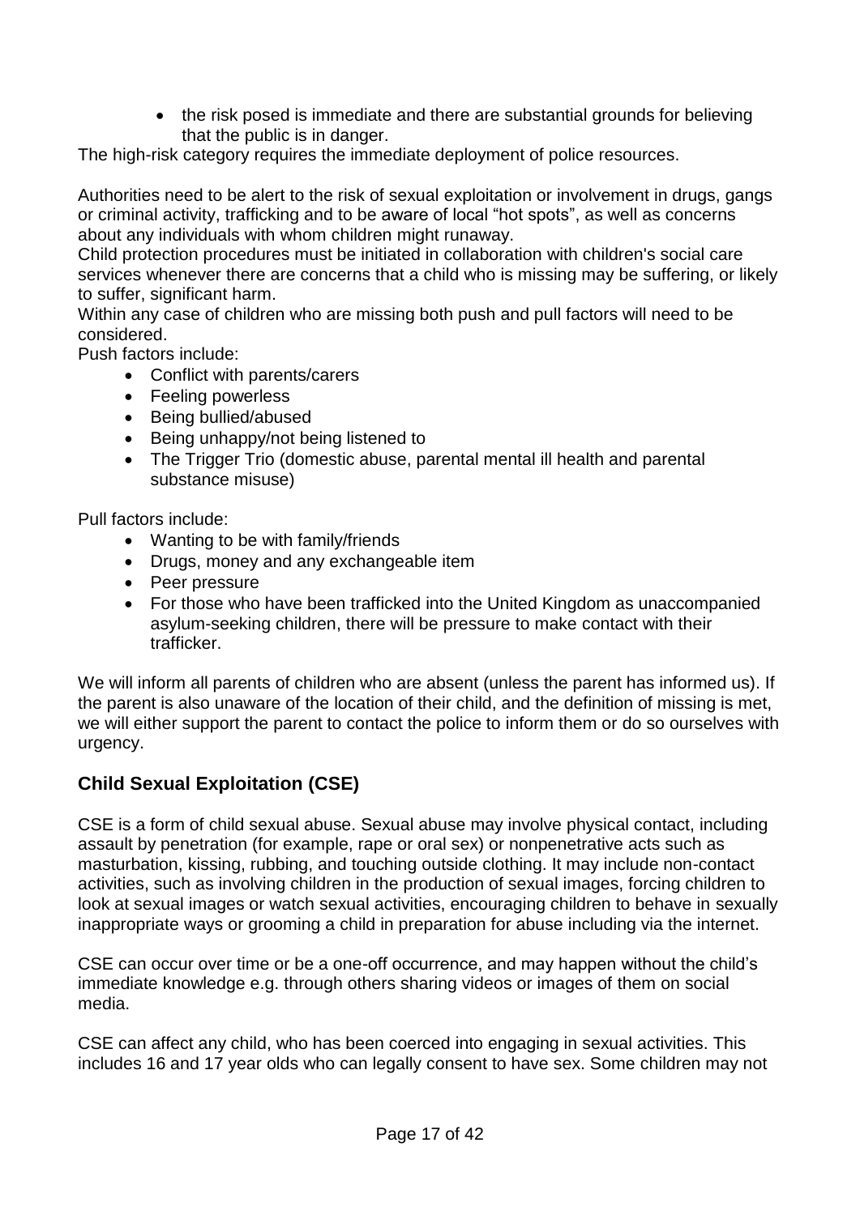- the risk posed is immediate and there are substantial grounds for believing that the public is in danger.

The high-risk category requires the immediate deployment of police resources.

Authorities need to be alert to the risk of sexual exploitation or involvement in drugs, gangs or criminal activity, trafficking and to be aware of local "hot spots", as well as concerns about any individuals with whom children might runaway.

Child protection procedures must be initiated in collaboration with children's social care services whenever there are concerns that a child who is missing may be suffering, or likely to suffer, significant harm.

Within any case of children who are missing both push and pull factors will need to be considered.

Push factors include:

- Conflict with parents/carers
- Feeling powerless
- Being bullied/abused
- Being unhappy/not being listened to
- The Trigger Trio (domestic abuse, parental mental ill health and parental substance misuse)

Pull factors include:

- Wanting to be with family/friends
- Drugs, money and any exchangeable item
- Peer pressure
- For those who have been trafficked into the United Kingdom as unaccompanied asylum-seeking children, there will be pressure to make contact with their trafficker.

We will inform all parents of children who are absent (unless the parent has informed us). If the parent is also unaware of the location of their child, and the definition of missing is met, we will either support the parent to contact the police to inform them or do so ourselves with urgency.

## Child Sexual Exploitation (CSE)

CSE is a form of child sexual abuse. Sexual abuse may involve physical contact, including assault by penetration (for example, rape or oral sex) or nonpenetrative acts such as masturbation, kissing, rubbing, and touching outside clothing. It may include non-contact activities, such as involving children in the production of sexual images, forcing children to look at sexual images or watch sexual activities, encouraging children to behave in sexually inappropriate ways or grooming a child in preparation for abuse including via the internet.

CSE can occur over time or be a one-off occurrence, and may happen without the child's immediate knowledge e.g. through others sharing videos or images of them on social media.

CSE can affect any child, who has been coerced into engaging in sexual activities. This includes 16 and 17 year olds who can legally consent to have sex. Some children may not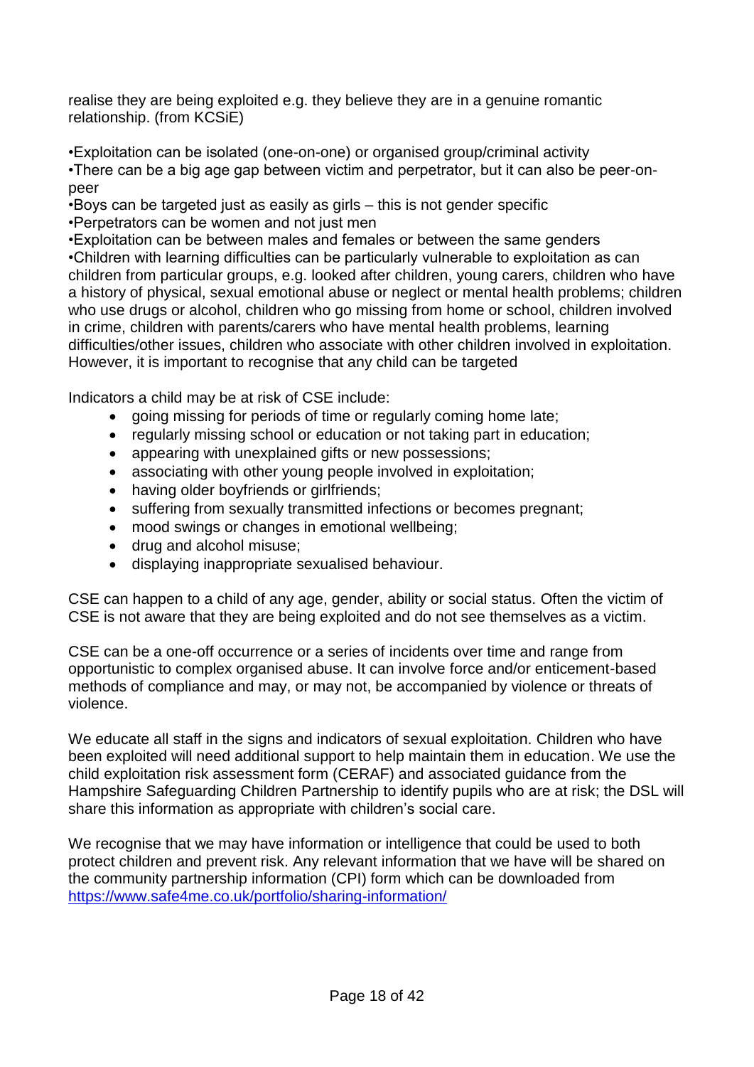realise they are being exploited e.g. they believe they are in a genuine romantic relationship. (from KCSiE)

•Exploitation can be isolated (one-on-one) or organised group/criminal activity
•There can be a big age gap between victim and perpetrator, but it can also be peer-on-peer
•Boys can be targeted just as easily as girls – this is not gender specific
•Perpetrators can be women and not just men
•Exploitation can be between males and females or between the same genders
•Children with learning difficulties can be particularly vulnerable to exploitation as can children from particular groups, e.g. looked after children, young carers, children who have a history of physical, sexual emotional abuse or neglect or mental health problems; children who use drugs or alcohol, children who go missing from home or school, children involved in crime, children with parents/carers who have mental health problems, learning difficulties/other issues, children who associate with other children involved in exploitation. However, it is important to recognise that any child can be targeted

Indicators a child may be at risk of CSE include:

- going missing for periods of time or regularly coming home late;
- regularly missing school or education or not taking part in education;
- appearing with unexplained gifts or new possessions;
- associating with other young people involved in exploitation;
- having older boyfriends or girlfriends;
- suffering from sexually transmitted infections or becomes pregnant;
- mood swings or changes in emotional wellbeing;
- drug and alcohol misuse;
- displaying inappropriate sexualised behaviour.

CSE can happen to a child of any age, gender, ability or social status. Often the victim of CSE is not aware that they are being exploited and do not see themselves as a victim.

CSE can be a one-off occurrence or a series of incidents over time and range from opportunistic to complex organised abuse. It can involve force and/or enticement-based methods of compliance and may, or may not, be accompanied by violence or threats of violence.

We educate all staff in the signs and indicators of sexual exploitation. Children who have been exploited will need additional support to help maintain them in education. We use the child exploitation risk assessment form (CERAF) and associated guidance from the Hampshire Safeguarding Children Partnership to identify pupils who are at risk; the DSL will share this information as appropriate with children's social care.

We recognise that we may have information or intelligence that could be used to both protect children and prevent risk. Any relevant information that we have will be shared on the community partnership information (CPI) form which can be downloaded from [https://www.safe4me.co.uk/portfolio/sharing-information/](https://www.safe4me.co.uk/portfolio/sharing-information/)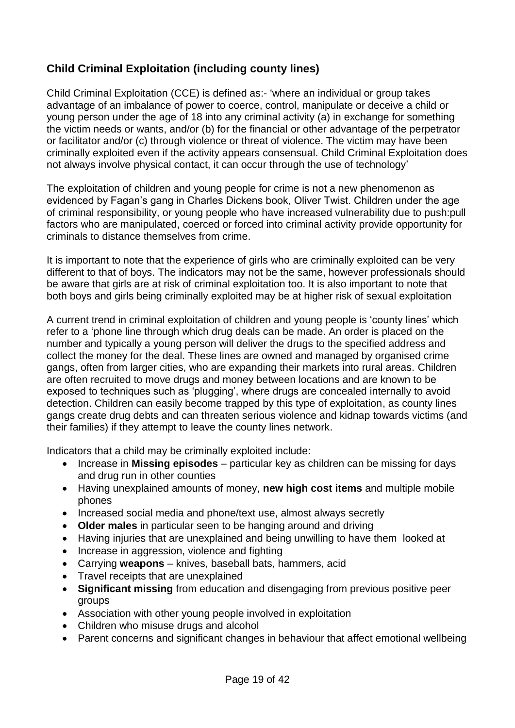### Child Criminal Exploitation (including county lines)

Child Criminal Exploitation (CCE) is defined as:- 'where an individual or group takes advantage of an imbalance of power to coerce, control, manipulate or deceive a child or young person under the age of 18 into any criminal activity (a) in exchange for something the victim needs or wants, and/or (b) for the financial or other advantage of the perpetrator or facilitator and/or (c) through violence or threat of violence. The victim may have been criminally exploited even if the activity appears consensual. Child Criminal Exploitation does not always involve physical contact, it can occur through the use of technology'

The exploitation of children and young people for crime is not a new phenomenon as evidenced by Fagan's gang in Charles Dickens book, Oliver Twist. Children under the age of criminal responsibility, or young people who have increased vulnerability due to push:pull factors who are manipulated, coerced or forced into criminal activity provide opportunity for criminals to distance themselves from crime.

It is important to note that the experience of girls who are criminally exploited can be very different to that of boys. The indicators may not be the same, however professionals should be aware that girls are at risk of criminal exploitation too. It is also important to note that both boys and girls being criminally exploited may be at higher risk of sexual exploitation

A current trend in criminal exploitation of children and young people is 'county lines' which refer to a 'phone line through which drug deals can be made. An order is placed on the number and typically a young person will deliver the drugs to the specified address and collect the money for the deal. These lines are owned and managed by organised crime gangs, often from larger cities, who are expanding their markets into rural areas. Children are often recruited to move drugs and money between locations and are known to be exposed to techniques such as 'plugging', where drugs are concealed internally to avoid detection. Children can easily become trapped by this type of exploitation, as county lines gangs create drug debts and can threaten serious violence and kidnap towards victims (and their families) if they attempt to leave the county lines network.

Indicators that a child may be criminally exploited include:

- Increase in **Missing episodes** – particular key as children can be missing for days and drug run in other counties
- Having unexplained amounts of money, **new high cost items** and multiple mobile phones
- Increased social media and phone/text use, almost always secretly
- **Older males** in particular seen to be hanging around and driving
- Having injuries that are unexplained and being unwilling to have them looked at
- Increase in aggression, violence and fighting
- Carrying **weapons** – knives, baseball bats, hammers, acid
- Travel receipts that are unexplained
- **Significant missing** from education and disengaging from previous positive peer groups
- Association with other young people involved in exploitation
- Children who misuse drugs and alcohol
- Parent concerns and significant changes in behaviour that affect emotional wellbeing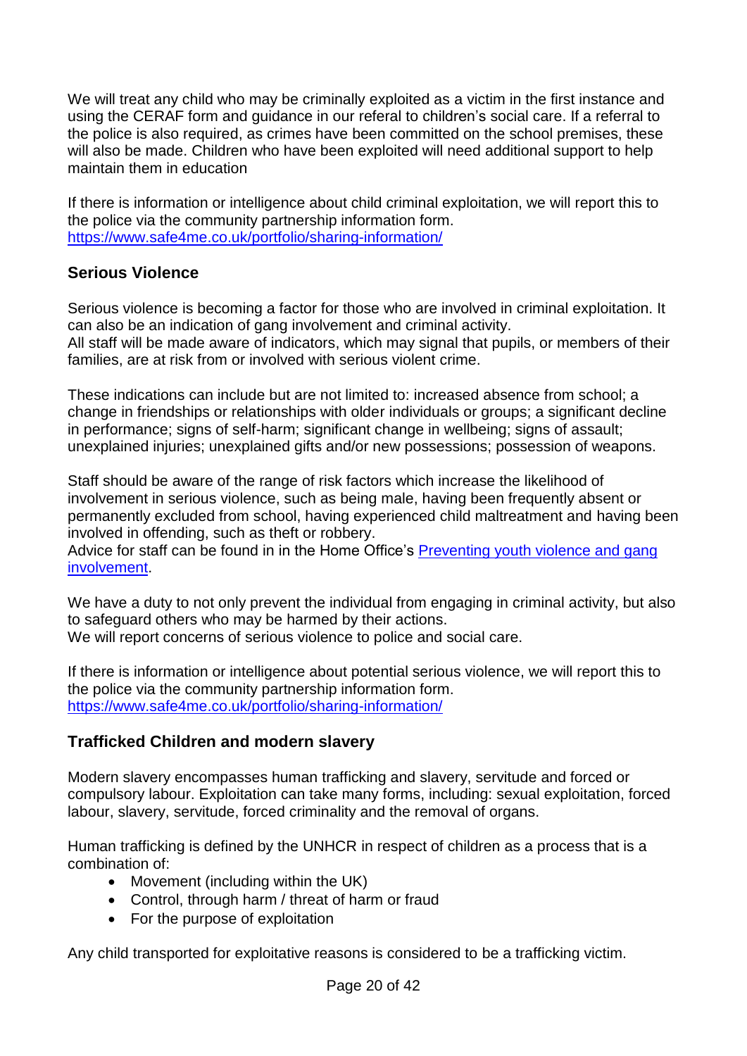We will treat any child who may be criminally exploited as a victim in the first instance and using the CERAF form and guidance in our referal to children's social care. If a referral to the police is also required, as crimes have been committed on the school premises, these will also be made. Children who have been exploited will need additional support to help maintain them in education

If there is information or intelligence about child criminal exploitation, we will report this to the police via the community partnership information form. [https://www.safe4me.co.uk/portfolio/sharing-information/](https://www.safe4me.co.uk/portfolio/sharing-information/)

### Serious Violence

Serious violence is becoming a factor for those who are involved in criminal exploitation. It can also be an indication of gang involvement and criminal activity.
All staff will be made aware of indicators, which may signal that pupils, or members of their families, are at risk from or involved with serious violent crime.

These indications can include but are not limited to: increased absence from school; a change in friendships or relationships with older individuals or groups; a significant decline in performance; signs of self-harm; significant change in wellbeing; signs of assault; unexplained injuries; unexplained gifts and/or new possessions; possession of weapons.

Staff should be aware of the range of risk factors which increase the likelihood of involvement in serious violence, such as being male, having been frequently absent or permanently excluded from school, having experienced child maltreatment and having been involved in offending, such as theft or robbery.
Advice for staff can be found in in the Home Office's [Preventing youth violence and gang involvement](#).

We have a duty to not only prevent the individual from engaging in criminal activity, but also to safeguard others who may be harmed by their actions.
We will report concerns of serious violence to police and social care.

If there is information or intelligence about potential serious violence, we will report this to the police via the community partnership information form. [https://www.safe4me.co.uk/portfolio/sharing-information/](https://www.safe4me.co.uk/portfolio/sharing-information/)

### Trafficked Children and modern slavery

Modern slavery encompasses human trafficking and slavery, servitude and forced or compulsory labour. Exploitation can take many forms, including: sexual exploitation, forced labour, slavery, servitude, forced criminality and the removal of organs.

Human trafficking is defined by the UNHCR in respect of children as a process that is a combination of:

- Movement (including within the UK)
- Control, through harm / threat of harm or fraud
- For the purpose of exploitation

Any child transported for exploitative reasons is considered to be a trafficking victim.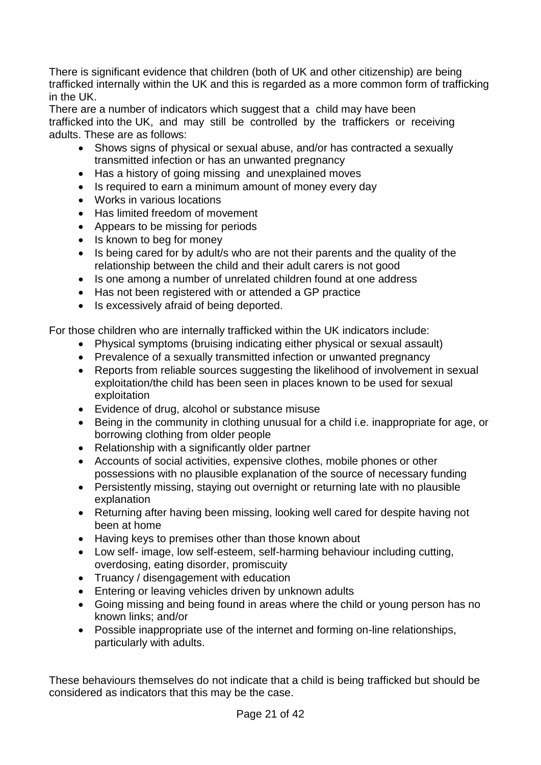There is significant evidence that children (both of UK and other citizenship) are being trafficked internally within the UK and this is regarded as a more common form of trafficking in the UK.

There are a number of indicators which suggest that a child may have been trafficked into the UK, and may still be controlled by the traffickers or receiving adults. These are as follows:

- Shows signs of physical or sexual abuse, and/or has contracted a sexually transmitted infection or has an unwanted pregnancy
- Has a history of going missing and unexplained moves
- Is required to earn a minimum amount of money every day
- Works in various locations
- Has limited freedom of movement
- Appears to be missing for periods
- Is known to beg for money
- Is being cared for by adult/s who are not their parents and the quality of the relationship between the child and their adult carers is not good
- Is one among a number of unrelated children found at one address
- Has not been registered with or attended a GP practice
- Is excessively afraid of being deported.

For those children who are internally trafficked within the UK indicators include:

- Physical symptoms (bruising indicating either physical or sexual assault)
- Prevalence of a sexually transmitted infection or unwanted pregnancy
- Reports from reliable sources suggesting the likelihood of involvement in sexual exploitation/the child has been seen in places known to be used for sexual exploitation
- Evidence of drug, alcohol or substance misuse
- Being in the community in clothing unusual for a child i.e. inappropriate for age, or borrowing clothing from older people
- Relationship with a significantly older partner
- Accounts of social activities, expensive clothes, mobile phones or other possessions with no plausible explanation of the source of necessary funding
- Persistently missing, staying out overnight or returning late with no plausible explanation
- Returning after having been missing, looking well cared for despite having not been at home
- Having keys to premises other than those known about
- Low self- image, low self-esteem, self-harming behaviour including cutting, overdosing, eating disorder, promiscuity
- Truancy / disengagement with education
- Entering or leaving vehicles driven by unknown adults
- Going missing and being found in areas where the child or young person has no known links; and/or
- Possible inappropriate use of the internet and forming on-line relationships, particularly with adults.

These behaviours themselves do not indicate that a child is being trafficked but should be considered as indicators that this may be the case.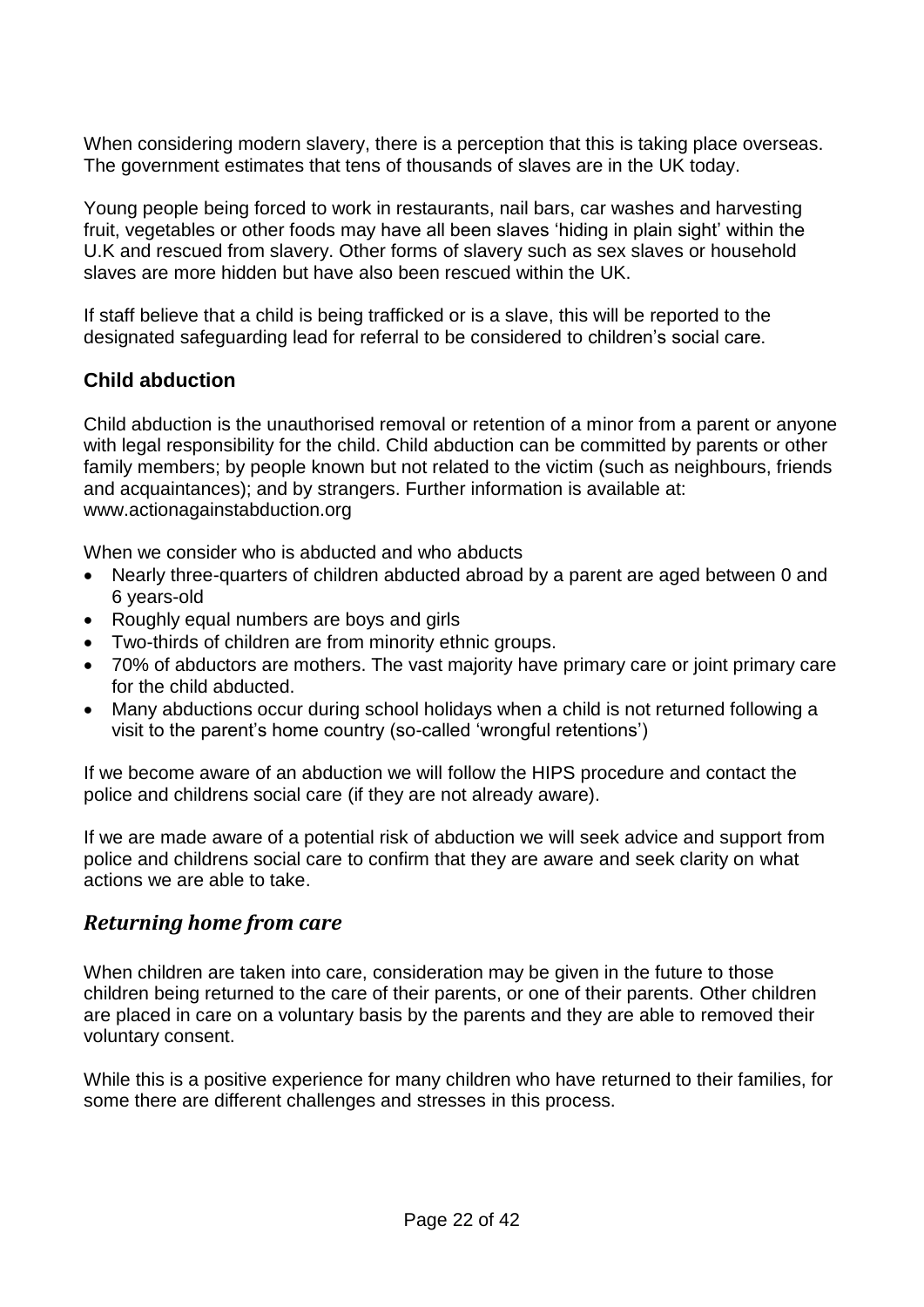When considering modern slavery, there is a perception that this is taking place overseas. The government estimates that tens of thousands of slaves are in the UK today.

Young people being forced to work in restaurants, nail bars, car washes and harvesting fruit, vegetables or other foods may have all been slaves 'hiding in plain sight' within the U.K and rescued from slavery. Other forms of slavery such as sex slaves or household slaves are more hidden but have also been rescued within the UK.

If staff believe that a child is being trafficked or is a slave, this will be reported to the designated safeguarding lead for referral to be considered to children's social care.

### Child abduction

Child abduction is the unauthorised removal or retention of a minor from a parent or anyone with legal responsibility for the child. Child abduction can be committed by parents or other family members; by people known but not related to the victim (such as neighbours, friends and acquaintances); and by strangers. Further information is available at: www.actionagainstabduction.org

When we consider who is abducted and who abducts

- Nearly three-quarters of children abducted abroad by a parent are aged between 0 and 6 years-old
- Roughly equal numbers are boys and girls
- Two-thirds of children are from minority ethnic groups.
- 70% of abductors are mothers. The vast majority have primary care or joint primary care for the child abducted.
- Many abductions occur during school holidays when a child is not returned following a visit to the parent's home country (so-called 'wrongful retentions')

If we become aware of an abduction we will follow the HIPS procedure and contact the police and childrens social care (if they are not already aware).

If we are made aware of a potential risk of abduction we will seek advice and support from police and childrens social care to confirm that they are aware and seek clarity on what actions we are able to take.

## *Returning home from care*

When children are taken into care, consideration may be given in the future to those children being returned to the care of their parents, or one of their parents. Other children are placed in care on a voluntary basis by the parents and they are able to removed their voluntary consent.

While this is a positive experience for many children who have returned to their families, for some there are different challenges and stresses in this process.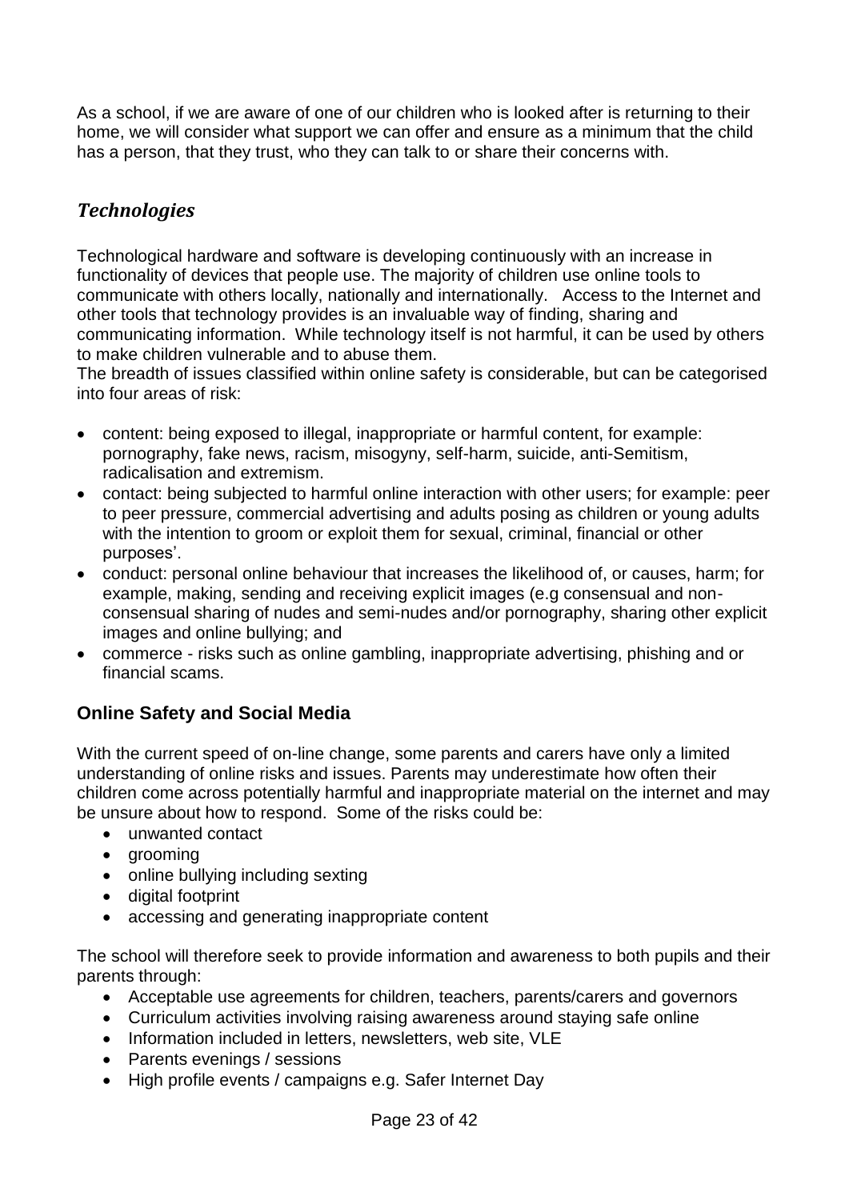As a school, if we are aware of one of our children who is looked after is returning to their home, we will consider what support we can offer and ensure as a minimum that the child has a person, that they trust, who they can talk to or share their concerns with.

## *Technologies*

Technological hardware and software is developing continuously with an increase in functionality of devices that people use. The majority of children use online tools to communicate with others locally, nationally and internationally. Access to the Internet and other tools that technology provides is an invaluable way of finding, sharing and communicating information. While technology itself is not harmful, it can be used by others to make children vulnerable and to abuse them.

The breadth of issues classified within online safety is considerable, but can be categorised into four areas of risk:

- content: being exposed to illegal, inappropriate or harmful content, for example: pornography, fake news, racism, misogyny, self-harm, suicide, anti-Semitism, radicalisation and extremism.
- contact: being subjected to harmful online interaction with other users; for example: peer to peer pressure, commercial advertising and adults posing as children or young adults with the intention to groom or exploit them for sexual, criminal, financial or other purposes'.
- conduct: personal online behaviour that increases the likelihood of, or causes, harm; for example, making, sending and receiving explicit images (e.g consensual and non-consensual sharing of nudes and semi-nudes and/or pornography, sharing other explicit images and online bullying; and
- commerce - risks such as online gambling, inappropriate advertising, phishing and or financial scams.

### **Online Safety and Social Media**

With the current speed of on-line change, some parents and carers have only a limited understanding of online risks and issues. Parents may underestimate how often their children come across potentially harmful and inappropriate material on the internet and may be unsure about how to respond. Some of the risks could be:

- unwanted contact
- grooming
- online bullying including sexting
- digital footprint
- accessing and generating inappropriate content

The school will therefore seek to provide information and awareness to both pupils and their parents through:

- Acceptable use agreements for children, teachers, parents/carers and governors
- Curriculum activities involving raising awareness around staying safe online
- Information included in letters, newsletters, web site, VLE
- Parents evenings / sessions
- High profile events / campaigns e.g. Safer Internet Day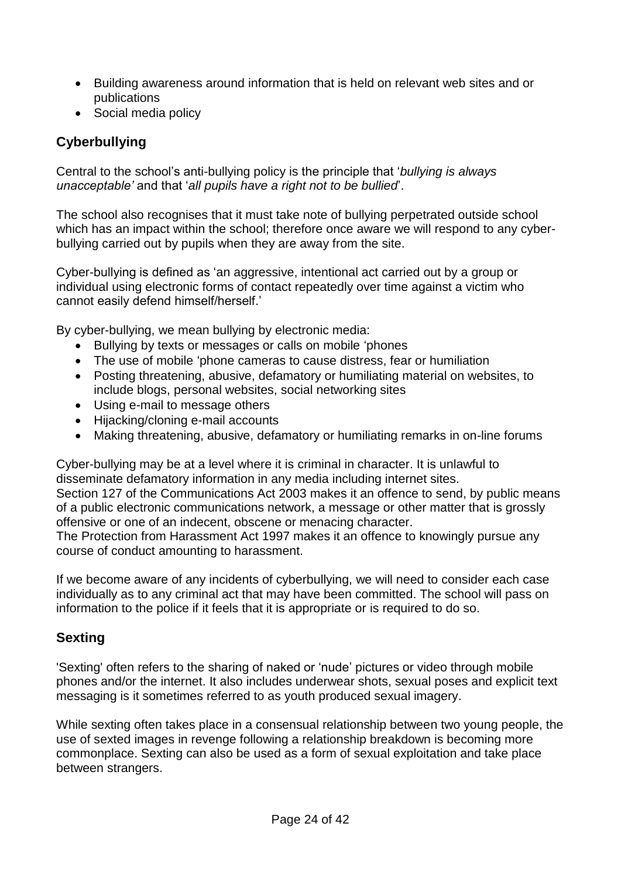- Building awareness around information that is held on relevant web sites and or publications
- Social media policy

## Cyberbullying

Central to the school's anti-bullying policy is the principle that '*bullying is always unacceptable'* and that '*all pupils have a right not to be bullied*'.

The school also recognises that it must take note of bullying perpetrated outside school which has an impact within the school; therefore once aware we will respond to any cyber-bullying carried out by pupils when they are away from the site.

Cyber-bullying is defined as 'an aggressive, intentional act carried out by a group or individual using electronic forms of contact repeatedly over time against a victim who cannot easily defend himself/herself.'

By cyber-bullying, we mean bullying by electronic media:

- Bullying by texts or messages or calls on mobile 'phones
- The use of mobile 'phone cameras to cause distress, fear or humiliation
- Posting threatening, abusive, defamatory or humiliating material on websites, to include blogs, personal websites, social networking sites
- Using e-mail to message others
- Hijacking/cloning e-mail accounts
- Making threatening, abusive, defamatory or humiliating remarks in on-line forums

Cyber-bullying may be at a level where it is criminal in character. It is unlawful to disseminate defamatory information in any media including internet sites.
Section 127 of the Communications Act 2003 makes it an offence to send, by public means of a public electronic communications network, a message or other matter that is grossly offensive or one of an indecent, obscene or menacing character.
The Protection from Harassment Act 1997 makes it an offence to knowingly pursue any course of conduct amounting to harassment.

If we become aware of any incidents of cyberbullying, we will need to consider each case individually as to any criminal act that may have been committed. The school will pass on information to the police if it feels that it is appropriate or is required to do so.

## Sexting

'Sexting' often refers to the sharing of naked or 'nude' pictures or video through mobile phones and/or the internet. It also includes underwear shots, sexual poses and explicit text messaging is it sometimes referred to as youth produced sexual imagery.

While sexting often takes place in a consensual relationship between two young people, the use of sexted images in revenge following a relationship breakdown is becoming more commonplace. Sexting can also be used as a form of sexual exploitation and take place between strangers.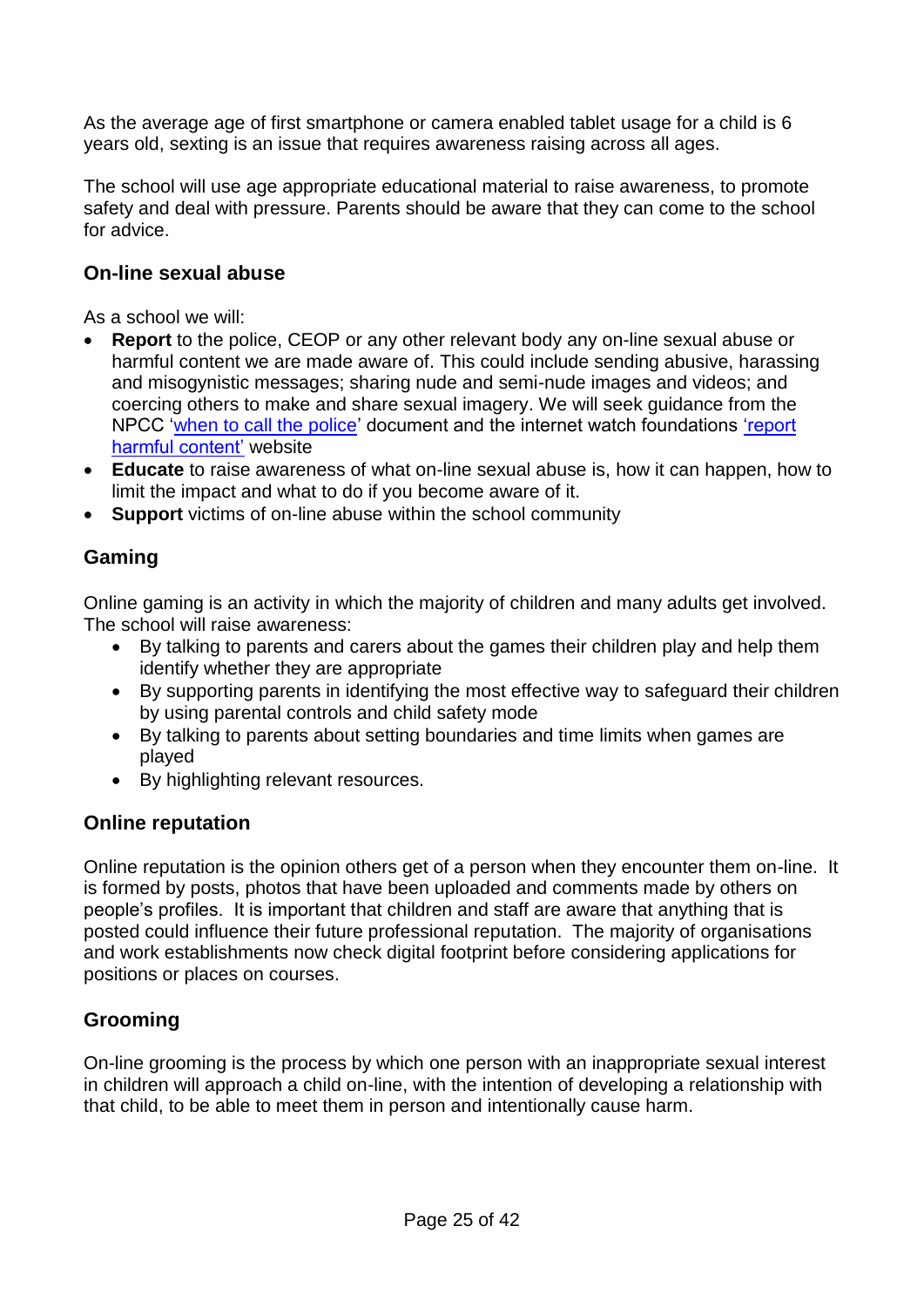As the average age of first smartphone or camera enabled tablet usage for a child is 6 years old, sexting is an issue that requires awareness raising across all ages.

The school will use age appropriate educational material to raise awareness, to promote safety and deal with pressure. Parents should be aware that they can come to the school for advice.

### On-line sexual abuse

As a school we will:

- **Report** to the police, CEOP or any other relevant body any on-line sexual abuse or harmful content we are made aware of. This could include sending abusive, harassing and misogynistic messages; sharing nude and semi-nude images and videos; and coercing others to make and share sexual imagery. We will seek guidance from the NPCC 'when to call the police' document and the internet watch foundations 'report harmful content' website
- **Educate** to raise awareness of what on-line sexual abuse is, how it can happen, how to limit the impact and what to do if you become aware of it.
- **Support** victims of on-line abuse within the school community

### Gaming

Online gaming is an activity in which the majority of children and many adults get involved. The school will raise awareness:

- By talking to parents and carers about the games their children play and help them identify whether they are appropriate
- By supporting parents in identifying the most effective way to safeguard their children by using parental controls and child safety mode
- By talking to parents about setting boundaries and time limits when games are played
- By highlighting relevant resources.

### Online reputation

Online reputation is the opinion others get of a person when they encounter them on-line. It is formed by posts, photos that have been uploaded and comments made by others on people's profiles. It is important that children and staff are aware that anything that is posted could influence their future professional reputation. The majority of organisations and work establishments now check digital footprint before considering applications for positions or places on courses.

### Grooming

On-line grooming is the process by which one person with an inappropriate sexual interest in children will approach a child on-line, with the intention of developing a relationship with that child, to be able to meet them in person and intentionally cause harm.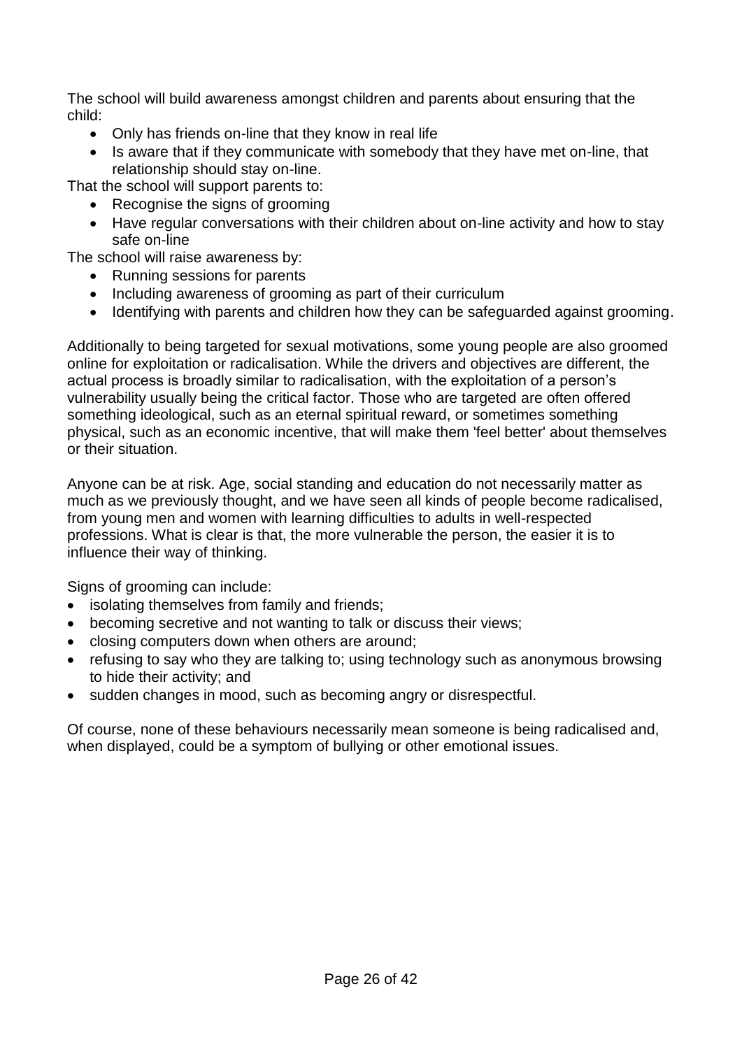The school will build awareness amongst children and parents about ensuring that the child:

- Only has friends on-line that they know in real life
- Is aware that if they communicate with somebody that they have met on-line, that relationship should stay on-line.

That the school will support parents to:

- Recognise the signs of grooming
- Have regular conversations with their children about on-line activity and how to stay safe on-line

The school will raise awareness by:

- Running sessions for parents
- Including awareness of grooming as part of their curriculum
- Identifying with parents and children how they can be safeguarded against grooming.

Additionally to being targeted for sexual motivations, some young people are also groomed online for exploitation or radicalisation. While the drivers and objectives are different, the actual process is broadly similar to radicalisation, with the exploitation of a person's vulnerability usually being the critical factor. Those who are targeted are often offered something ideological, such as an eternal spiritual reward, or sometimes something physical, such as an economic incentive, that will make them 'feel better' about themselves or their situation.

Anyone can be at risk. Age, social standing and education do not necessarily matter as much as we previously thought, and we have seen all kinds of people become radicalised, from young men and women with learning difficulties to adults in well-respected professions. What is clear is that, the more vulnerable the person, the easier it is to influence their way of thinking.

Signs of grooming can include:

- isolating themselves from family and friends;
- becoming secretive and not wanting to talk or discuss their views;
- closing computers down when others are around;
- refusing to say who they are talking to; using technology such as anonymous browsing to hide their activity; and
- sudden changes in mood, such as becoming angry or disrespectful.

Of course, none of these behaviours necessarily mean someone is being radicalised and, when displayed, could be a symptom of bullying or other emotional issues.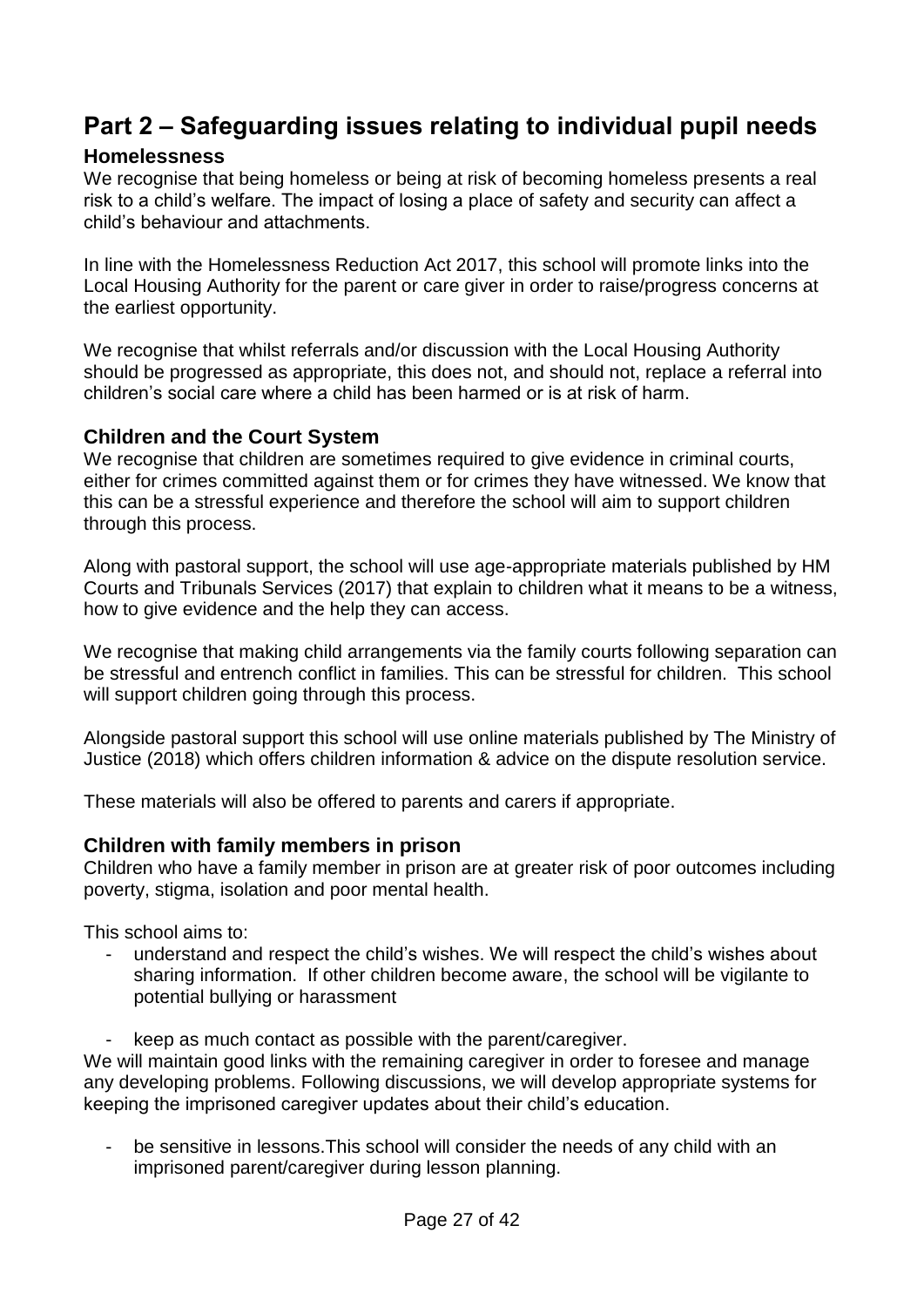# Part 2 – Safeguarding issues relating to individual pupil needs

### Homelessness

We recognise that being homeless or being at risk of becoming homeless presents a real risk to a child's welfare. The impact of losing a place of safety and security can affect a child's behaviour and attachments.

In line with the Homelessness Reduction Act 2017, this school will promote links into the Local Housing Authority for the parent or care giver in order to raise/progress concerns at the earliest opportunity.

We recognise that whilst referrals and/or discussion with the Local Housing Authority should be progressed as appropriate, this does not, and should not, replace a referral into children's social care where a child has been harmed or is at risk of harm.

### Children and the Court System

We recognise that children are sometimes required to give evidence in criminal courts, either for crimes committed against them or for crimes they have witnessed. We know that this can be a stressful experience and therefore the school will aim to support children through this process.

Along with pastoral support, the school will use age-appropriate materials published by HM Courts and Tribunals Services (2017) that explain to children what it means to be a witness, how to give evidence and the help they can access.

We recognise that making child arrangements via the family courts following separation can be stressful and entrench conflict in families. This can be stressful for children. This school will support children going through this process.

Alongside pastoral support this school will use online materials published by The Ministry of Justice (2018) which offers children information & advice on the dispute resolution service.

These materials will also be offered to parents and carers if appropriate.

### Children with family members in prison

Children who have a family member in prison are at greater risk of poor outcomes including poverty, stigma, isolation and poor mental health.

This school aims to:

- understand and respect the child's wishes. We will respect the child's wishes about sharing information. If other children become aware, the school will be vigilante to potential bullying or harassment
- keep as much contact as possible with the parent/caregiver.

We will maintain good links with the remaining caregiver in order to foresee and manage any developing problems. Following discussions, we will develop appropriate systems for keeping the imprisoned caregiver updates about their child's education.

- be sensitive in lessons.This school will consider the needs of any child with an imprisoned parent/caregiver during lesson planning.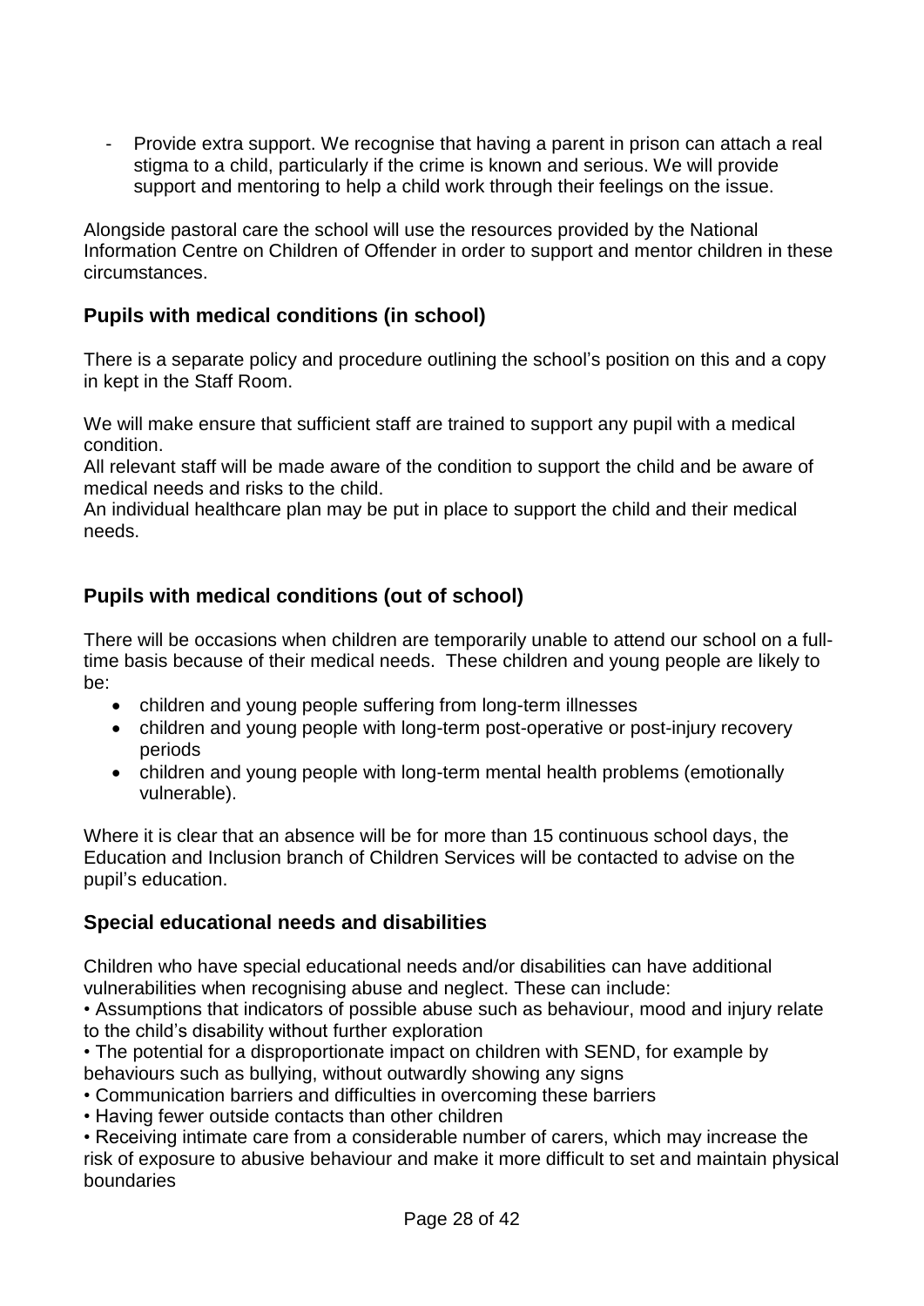- Provide extra support. We recognise that having a parent in prison can attach a real stigma to a child, particularly if the crime is known and serious. We will provide support and mentoring to help a child work through their feelings on the issue.

Alongside pastoral care the school will use the resources provided by the National Information Centre on Children of Offender in order to support and mentor children in these circumstances.

### Pupils with medical conditions (in school)

There is a separate policy and procedure outlining the school's position on this and a copy in kept in the Staff Room.

We will make ensure that sufficient staff are trained to support any pupil with a medical condition.
All relevant staff will be made aware of the condition to support the child and be aware of medical needs and risks to the child.
An individual healthcare plan may be put in place to support the child and their medical needs.

### Pupils with medical conditions (out of school)

There will be occasions when children are temporarily unable to attend our school on a full-time basis because of their medical needs. These children and young people are likely to be:

- children and young people suffering from long-term illnesses
- children and young people with long-term post-operative or post-injury recovery periods
- children and young people with long-term mental health problems (emotionally vulnerable).

Where it is clear that an absence will be for more than 15 continuous school days, the Education and Inclusion branch of Children Services will be contacted to advise on the pupil's education.

### Special educational needs and disabilities

Children who have special educational needs and/or disabilities can have additional vulnerabilities when recognising abuse and neglect. These can include:

- Assumptions that indicators of possible abuse such as behaviour, mood and injury relate to the child's disability without further exploration
- The potential for a disproportionate impact on children with SEND, for example by behaviours such as bullying, without outwardly showing any signs
- Communication barriers and difficulties in overcoming these barriers
- Having fewer outside contacts than other children
- Receiving intimate care from a considerable number of carers, which may increase the risk of exposure to abusive behaviour and make it more difficult to set and maintain physical boundaries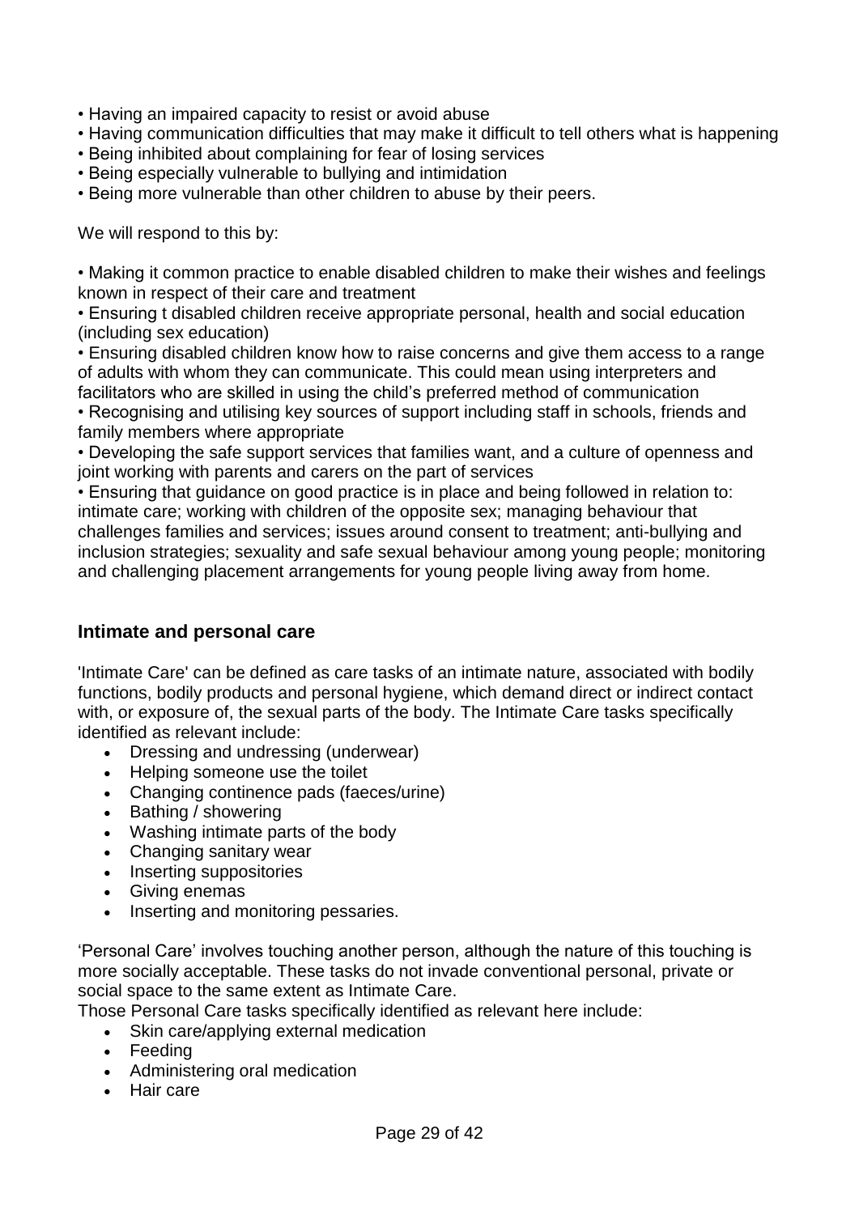- Having an impaired capacity to resist or avoid abuse
- Having communication difficulties that may make it difficult to tell others what is happening
- Being inhibited about complaining for fear of losing services
- Being especially vulnerable to bullying and intimidation
- Being more vulnerable than other children to abuse by their peers.

We will respond to this by:

- Making it common practice to enable disabled children to make their wishes and feelings known in respect of their care and treatment
- Ensuring t disabled children receive appropriate personal, health and social education (including sex education)
- Ensuring disabled children know how to raise concerns and give them access to a range of adults with whom they can communicate. This could mean using interpreters and facilitators who are skilled in using the child's preferred method of communication
- Recognising and utilising key sources of support including staff in schools, friends and family members where appropriate
- Developing the safe support services that families want, and a culture of openness and joint working with parents and carers on the part of services
- Ensuring that guidance on good practice is in place and being followed in relation to: intimate care; working with children of the opposite sex; managing behaviour that challenges families and services; issues around consent to treatment; anti-bullying and inclusion strategies; sexuality and safe sexual behaviour among young people; monitoring and challenging placement arrangements for young people living away from home.

## Intimate and personal care

'Intimate Care' can be defined as care tasks of an intimate nature, associated with bodily functions, bodily products and personal hygiene, which demand direct or indirect contact with, or exposure of, the sexual parts of the body. The Intimate Care tasks specifically identified as relevant include:

- Dressing and undressing (underwear)
- Helping someone use the toilet
- Changing continence pads (faeces/urine)
- Bathing / showering
- Washing intimate parts of the body
- Changing sanitary wear
- Inserting suppositories
- Giving enemas
- Inserting and monitoring pessaries.

'Personal Care' involves touching another person, although the nature of this touching is more socially acceptable. These tasks do not invade conventional personal, private or social space to the same extent as Intimate Care.

Those Personal Care tasks specifically identified as relevant here include:

- Skin care/applying external medication
- Feeding
- Administering oral medication
- Hair care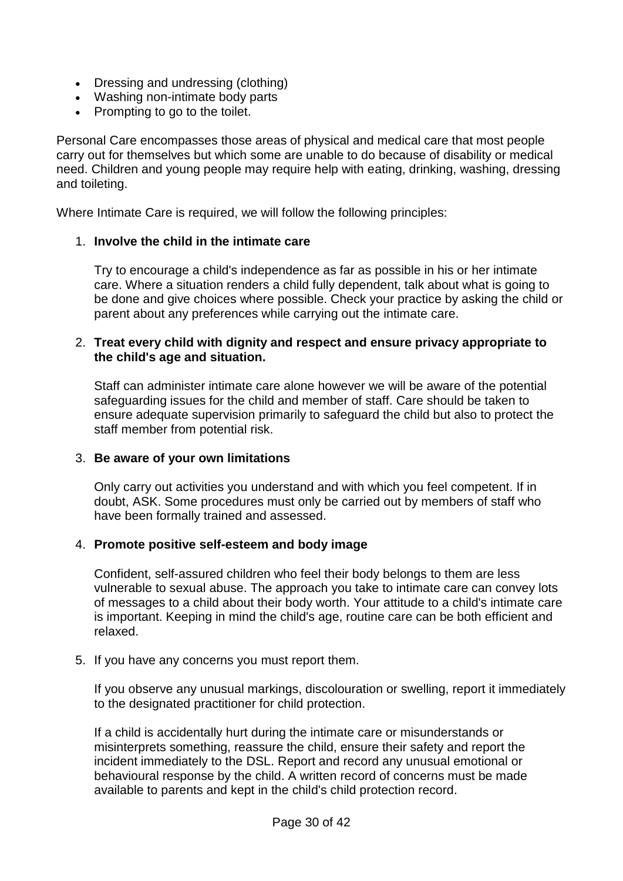- Dressing and undressing (clothing)
- Washing non-intimate body parts
- Prompting to go to the toilet.

Personal Care encompasses those areas of physical and medical care that most people carry out for themselves but which some are unable to do because of disability or medical need. Children and young people may require help with eating, drinking, washing, dressing and toileting.

Where Intimate Care is required, we will follow the following principles:

1. **Involve the child in the intimate care**

   Try to encourage a child's independence as far as possible in his or her intimate care. Where a situation renders a child fully dependent, talk about what is going to be done and give choices where possible. Check your practice by asking the child or parent about any preferences while carrying out the intimate care.

2. **Treat every child with dignity and respect and ensure privacy appropriate to the child's age and situation.**

   Staff can administer intimate care alone however we will be aware of the potential safeguarding issues for the child and member of staff. Care should be taken to ensure adequate supervision primarily to safeguard the child but also to protect the staff member from potential risk.

3. **Be aware of your own limitations**

   Only carry out activities you understand and with which you feel competent. If in doubt, ASK. Some procedures must only be carried out by members of staff who have been formally trained and assessed.

4. **Promote positive self-esteem and body image**

   Confident, self-assured children who feel their body belongs to them are less vulnerable to sexual abuse. The approach you take to intimate care can convey lots of messages to a child about their body worth. Your attitude to a child's intimate care is important. Keeping in mind the child's age, routine care can be both efficient and relaxed.

5. If you have any concerns you must report them.

   If you observe any unusual markings, discolouration or swelling, report it immediately to the designated practitioner for child protection.

   If a child is accidentally hurt during the intimate care or misunderstands or misinterprets something, reassure the child, ensure their safety and report the incident immediately to the DSL. Report and record any unusual emotional or behavioural response by the child. A written record of concerns must be made available to parents and kept in the child's child protection record.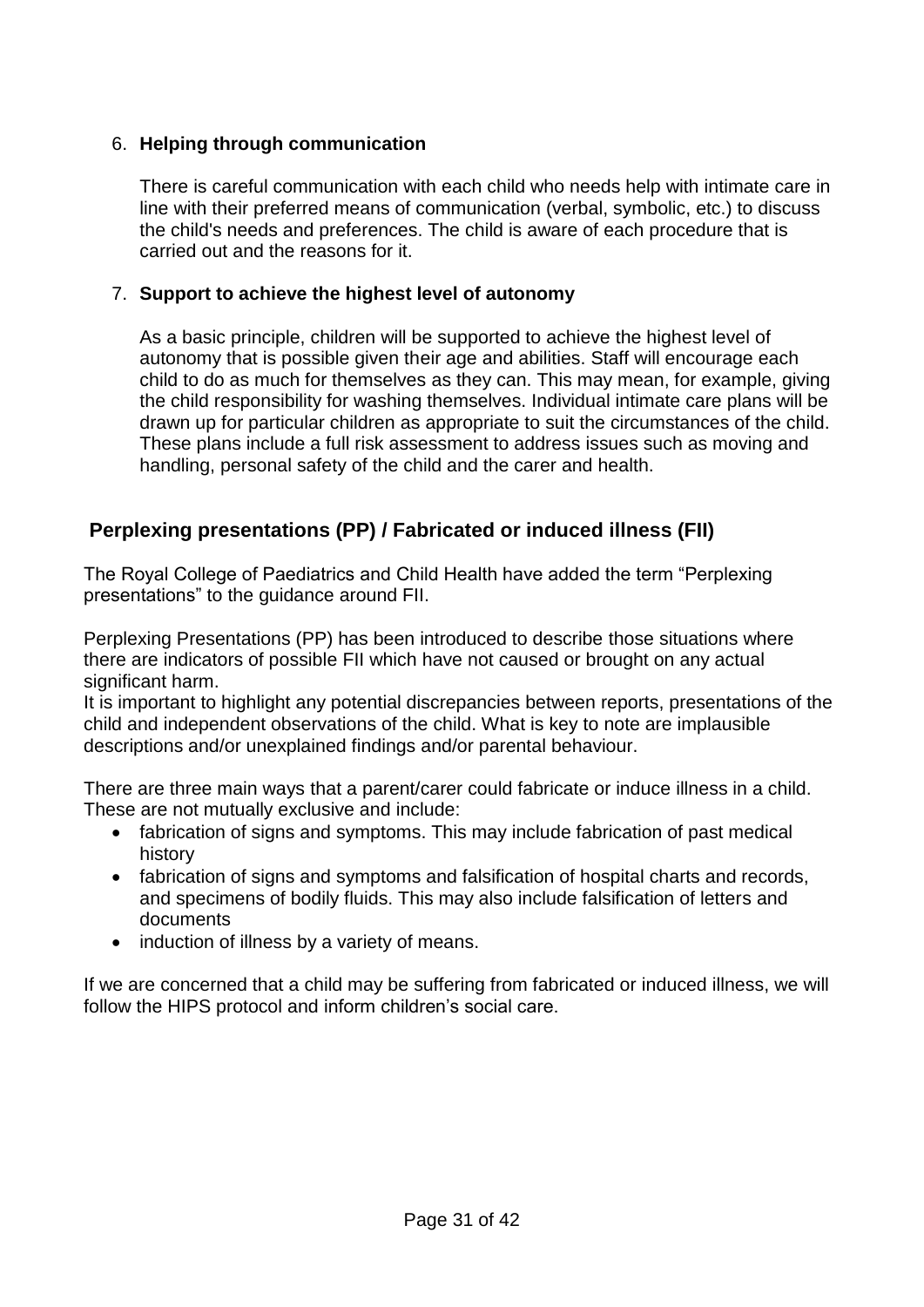6. **Helping through communication**

   There is careful communication with each child who needs help with intimate care in line with their preferred means of communication (verbal, symbolic, etc.) to discuss the child's needs and preferences. The child is aware of each procedure that is carried out and the reasons for it.

7. **Support to achieve the highest level of autonomy**

   As a basic principle, children will be supported to achieve the highest level of autonomy that is possible given their age and abilities. Staff will encourage each child to do as much for themselves as they can. This may mean, for example, giving the child responsibility for washing themselves. Individual intimate care plans will be drawn up for particular children as appropriate to suit the circumstances of the child. These plans include a full risk assessment to address issues such as moving and handling, personal safety of the child and the carer and health.

## Perplexing presentations (PP) / Fabricated or induced illness (FII)

The Royal College of Paediatrics and Child Health have added the term "Perplexing presentations" to the guidance around FII.

Perplexing Presentations (PP) has been introduced to describe those situations where there are indicators of possible FII which have not caused or brought on any actual significant harm.
It is important to highlight any potential discrepancies between reports, presentations of the child and independent observations of the child. What is key to note are implausible descriptions and/or unexplained findings and/or parental behaviour.

There are three main ways that a parent/carer could fabricate or induce illness in a child. These are not mutually exclusive and include:

- fabrication of signs and symptoms. This may include fabrication of past medical history
- fabrication of signs and symptoms and falsification of hospital charts and records, and specimens of bodily fluids. This may also include falsification of letters and documents
- induction of illness by a variety of means.

If we are concerned that a child may be suffering from fabricated or induced illness, we will follow the HIPS protocol and inform children's social care.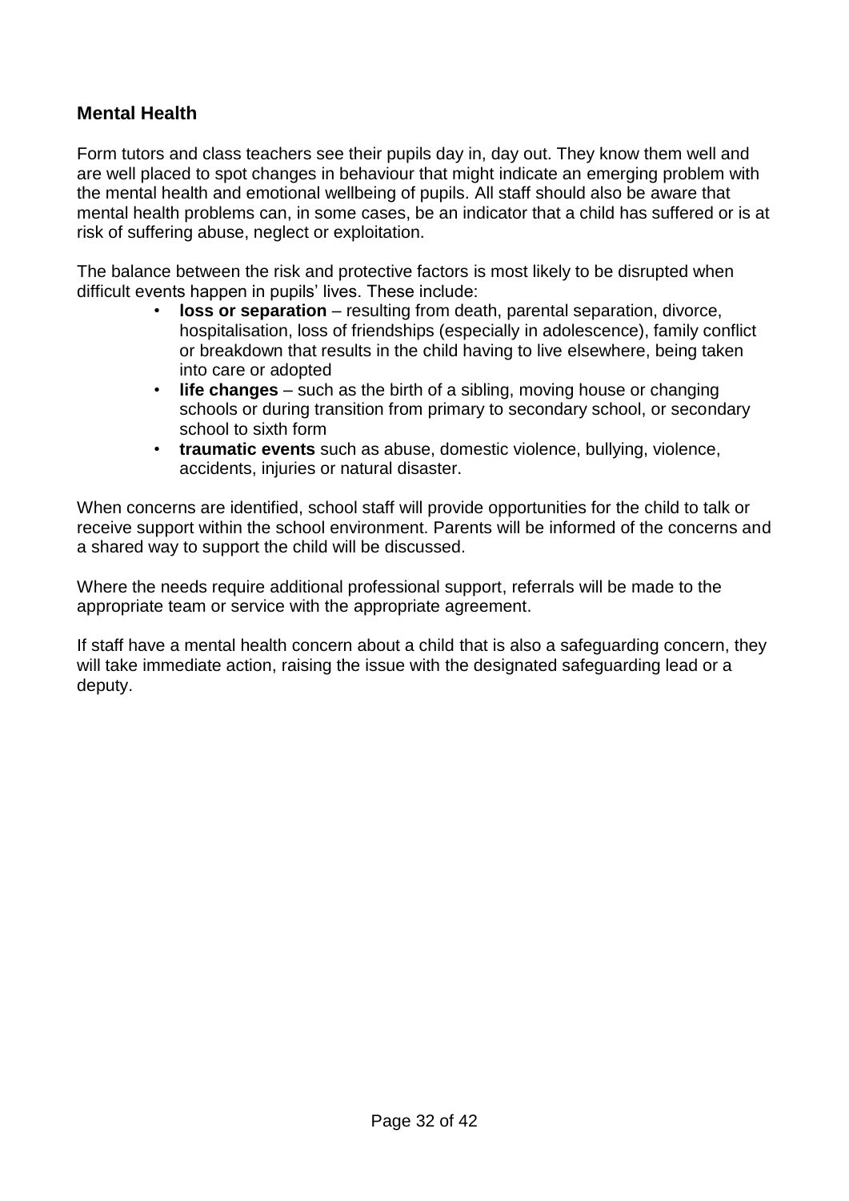## Mental Health

Form tutors and class teachers see their pupils day in, day out. They know them well and are well placed to spot changes in behaviour that might indicate an emerging problem with the mental health and emotional wellbeing of pupils. All staff should also be aware that mental health problems can, in some cases, be an indicator that a child has suffered or is at risk of suffering abuse, neglect or exploitation.

The balance between the risk and protective factors is most likely to be disrupted when difficult events happen in pupils' lives. These include:

- **loss or separation** – resulting from death, parental separation, divorce, hospitalisation, loss of friendships (especially in adolescence), family conflict or breakdown that results in the child having to live elsewhere, being taken into care or adopted
- **life changes** – such as the birth of a sibling, moving house or changing schools or during transition from primary to secondary school, or secondary school to sixth form
- **traumatic events** such as abuse, domestic violence, bullying, violence, accidents, injuries or natural disaster.

When concerns are identified, school staff will provide opportunities for the child to talk or receive support within the school environment. Parents will be informed of the concerns and a shared way to support the child will be discussed.

Where the needs require additional professional support, referrals will be made to the appropriate team or service with the appropriate agreement.

If staff have a mental health concern about a child that is also a safeguarding concern, they will take immediate action, raising the issue with the designated safeguarding lead or a deputy.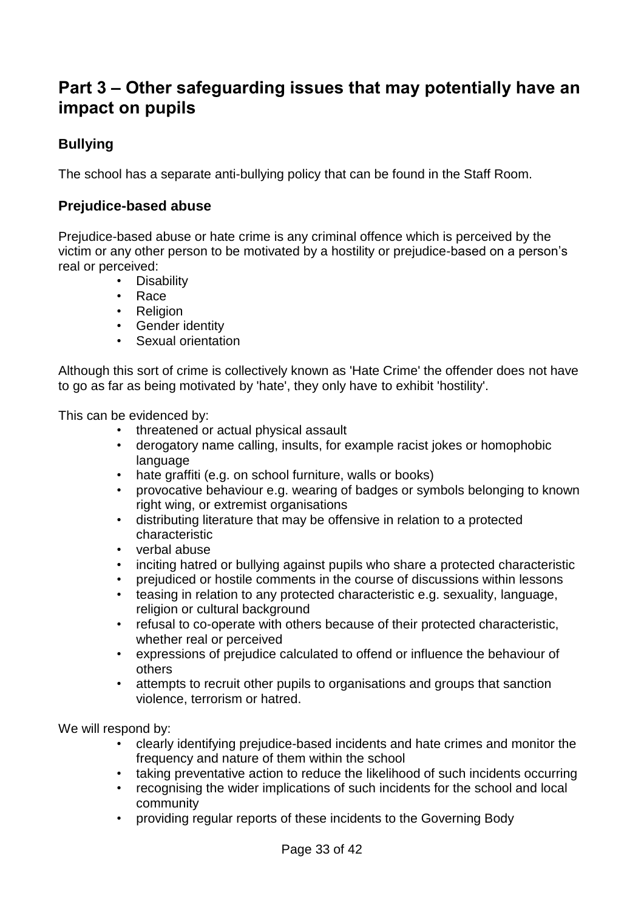# Part 3 – Other safeguarding issues that may potentially have an impact on pupils

## Bullying

The school has a separate anti-bullying policy that can be found in the Staff Room.

## Prejudice-based abuse

Prejudice-based abuse or hate crime is any criminal offence which is perceived by the victim or any other person to be motivated by a hostility or prejudice-based on a person's real or perceived:

- Disability
- Race
- Religion
- Gender identity
- Sexual orientation

Although this sort of crime is collectively known as 'Hate Crime' the offender does not have to go as far as being motivated by 'hate', they only have to exhibit 'hostility'.

This can be evidenced by:

- threatened or actual physical assault
- derogatory name calling, insults, for example racist jokes or homophobic language
- hate graffiti (e.g. on school furniture, walls or books)
- provocative behaviour e.g. wearing of badges or symbols belonging to known right wing, or extremist organisations
- distributing literature that may be offensive in relation to a protected characteristic
- verbal abuse
- inciting hatred or bullying against pupils who share a protected characteristic
- prejudiced or hostile comments in the course of discussions within lessons
- teasing in relation to any protected characteristic e.g. sexuality, language, religion or cultural background
- refusal to co-operate with others because of their protected characteristic, whether real or perceived
- expressions of prejudice calculated to offend or influence the behaviour of others
- attempts to recruit other pupils to organisations and groups that sanction violence, terrorism or hatred.

We will respond by:

- clearly identifying prejudice-based incidents and hate crimes and monitor the frequency and nature of them within the school
- taking preventative action to reduce the likelihood of such incidents occurring
- recognising the wider implications of such incidents for the school and local community
- providing regular reports of these incidents to the Governing Body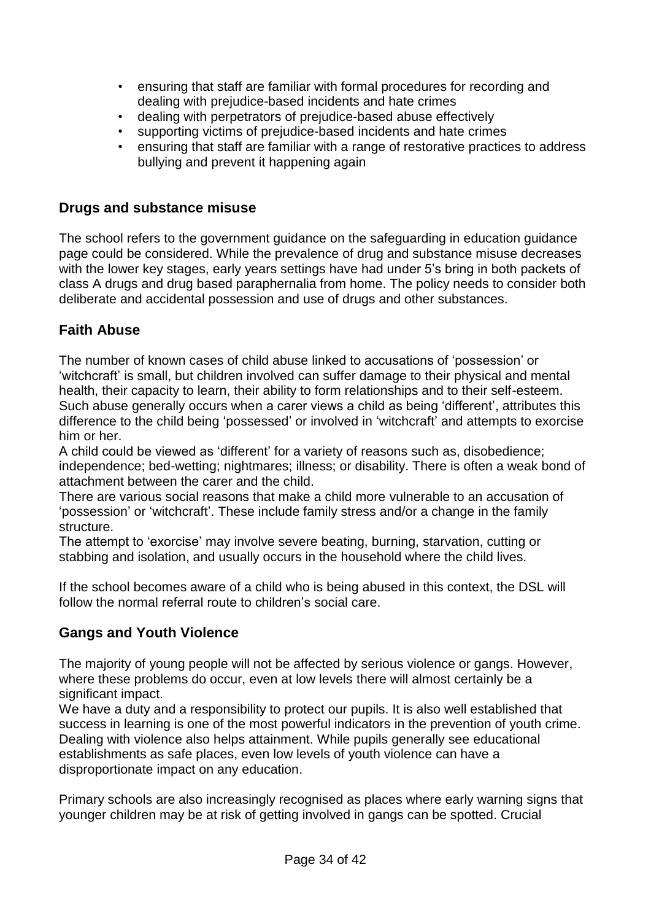- ensuring that staff are familiar with formal procedures for recording and dealing with prejudice-based incidents and hate crimes
- dealing with perpetrators of prejudice-based abuse effectively
- supporting victims of prejudice-based incidents and hate crimes
- ensuring that staff are familiar with a range of restorative practices to address bullying and prevent it happening again

### Drugs and substance misuse

The school refers to the government guidance on the safeguarding in education guidance page could be considered. While the prevalence of drug and substance misuse decreases with the lower key stages, early years settings have had under 5's bring in both packets of class A drugs and drug based paraphernalia from home. The policy needs to consider both deliberate and accidental possession and use of drugs and other substances.

### Faith Abuse

The number of known cases of child abuse linked to accusations of 'possession' or 'witchcraft' is small, but children involved can suffer damage to their physical and mental health, their capacity to learn, their ability to form relationships and to their self-esteem. Such abuse generally occurs when a carer views a child as being 'different', attributes this difference to the child being 'possessed' or involved in 'witchcraft' and attempts to exorcise him or her.
A child could be viewed as 'different' for a variety of reasons such as, disobedience; independence; bed-wetting; nightmares; illness; or disability. There is often a weak bond of attachment between the carer and the child.
There are various social reasons that make a child more vulnerable to an accusation of 'possession' or 'witchcraft'. These include family stress and/or a change in the family structure.
The attempt to 'exorcise' may involve severe beating, burning, starvation, cutting or stabbing and isolation, and usually occurs in the household where the child lives.

If the school becomes aware of a child who is being abused in this context, the DSL will follow the normal referral route to children's social care.

### Gangs and Youth Violence

The majority of young people will not be affected by serious violence or gangs. However, where these problems do occur, even at low levels there will almost certainly be a significant impact.
We have a duty and a responsibility to protect our pupils. It is also well established that success in learning is one of the most powerful indicators in the prevention of youth crime. Dealing with violence also helps attainment. While pupils generally see educational establishments as safe places, even low levels of youth violence can have a disproportionate impact on any education.

Primary schools are also increasingly recognised as places where early warning signs that younger children may be at risk of getting involved in gangs can be spotted. Crucial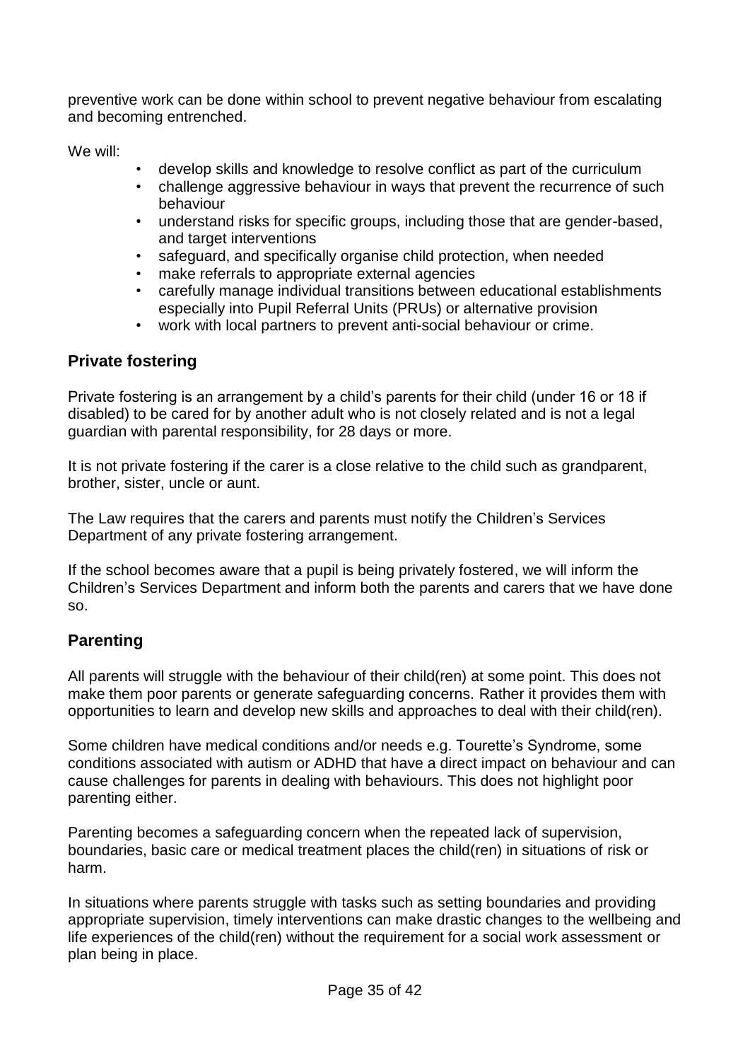preventive work can be done within school to prevent negative behaviour from escalating and becoming entrenched.

We will:

- develop skills and knowledge to resolve conflict as part of the curriculum
- challenge aggressive behaviour in ways that prevent the recurrence of such behaviour
- understand risks for specific groups, including those that are gender-based, and target interventions
- safeguard, and specifically organise child protection, when needed
- make referrals to appropriate external agencies
- carefully manage individual transitions between educational establishments especially into Pupil Referral Units (PRUs) or alternative provision
- work with local partners to prevent anti-social behaviour or crime.

## Private fostering

Private fostering is an arrangement by a child's parents for their child (under 16 or 18 if disabled) to be cared for by another adult who is not closely related and is not a legal guardian with parental responsibility, for 28 days or more.

It is not private fostering if the carer is a close relative to the child such as grandparent, brother, sister, uncle or aunt.

The Law requires that the carers and parents must notify the Children's Services Department of any private fostering arrangement.

If the school becomes aware that a pupil is being privately fostered, we will inform the Children's Services Department and inform both the parents and carers that we have done so.

## Parenting

All parents will struggle with the behaviour of their child(ren) at some point. This does not make them poor parents or generate safeguarding concerns. Rather it provides them with opportunities to learn and develop new skills and approaches to deal with their child(ren).

Some children have medical conditions and/or needs e.g. Tourette's Syndrome, some conditions associated with autism or ADHD that have a direct impact on behaviour and can cause challenges for parents in dealing with behaviours. This does not highlight poor parenting either.

Parenting becomes a safeguarding concern when the repeated lack of supervision, boundaries, basic care or medical treatment places the child(ren) in situations of risk or harm.

In situations where parents struggle with tasks such as setting boundaries and providing appropriate supervision, timely interventions can make drastic changes to the wellbeing and life experiences of the child(ren) without the requirement for a social work assessment or plan being in place.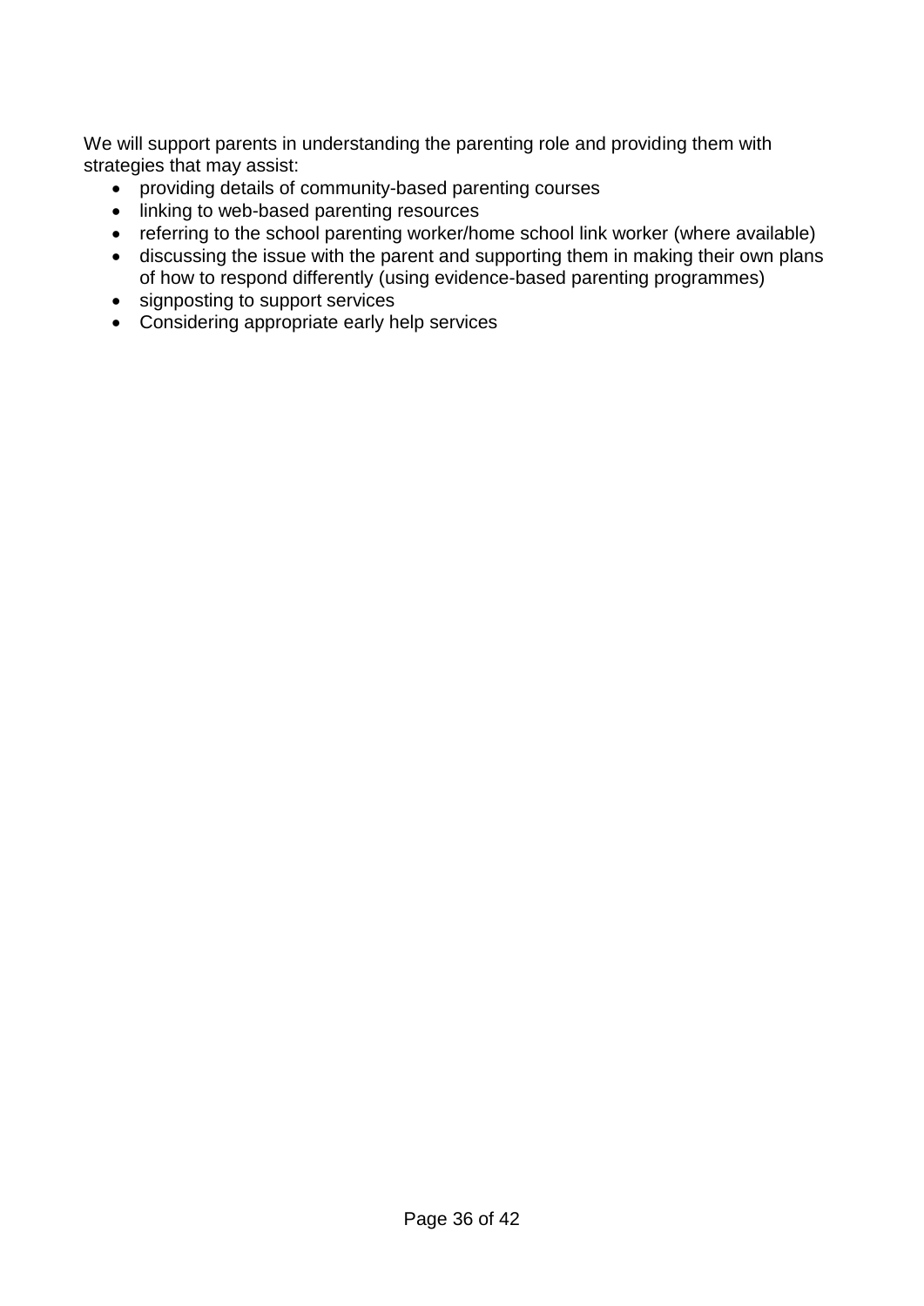We will support parents in understanding the parenting role and providing them with strategies that may assist:

- providing details of community-based parenting courses
- linking to web-based parenting resources
- referring to the school parenting worker/home school link worker (where available)
- discussing the issue with the parent and supporting them in making their own plans of how to respond differently (using evidence-based parenting programmes)
- signposting to support services
- Considering appropriate early help services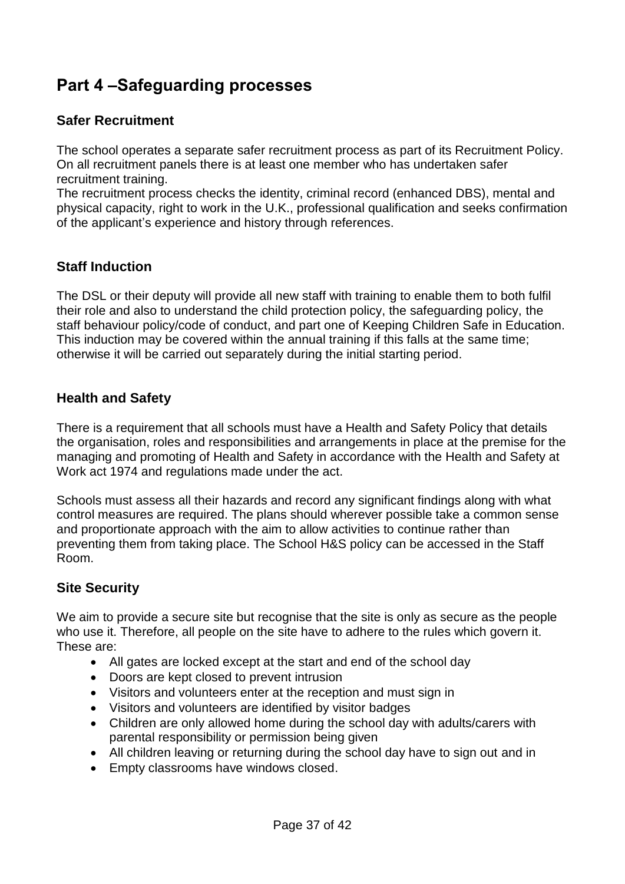# Part 4 –Safeguarding processes

### Safer Recruitment

The school operates a separate safer recruitment process as part of its Recruitment Policy. On all recruitment panels there is at least one member who has undertaken safer recruitment training.

The recruitment process checks the identity, criminal record (enhanced DBS), mental and physical capacity, right to work in the U.K., professional qualification and seeks confirmation of the applicant's experience and history through references.

### Staff Induction

The DSL or their deputy will provide all new staff with training to enable them to both fulfil their role and also to understand the child protection policy, the safeguarding policy, the staff behaviour policy/code of conduct, and part one of Keeping Children Safe in Education. This induction may be covered within the annual training if this falls at the same time; otherwise it will be carried out separately during the initial starting period.

### Health and Safety

There is a requirement that all schools must have a Health and Safety Policy that details the organisation, roles and responsibilities and arrangements in place at the premise for the managing and promoting of Health and Safety in accordance with the Health and Safety at Work act 1974 and regulations made under the act.

Schools must assess all their hazards and record any significant findings along with what control measures are required. The plans should wherever possible take a common sense and proportionate approach with the aim to allow activities to continue rather than preventing them from taking place. The School H&S policy can be accessed in the Staff Room.

### Site Security

We aim to provide a secure site but recognise that the site is only as secure as the people who use it. Therefore, all people on the site have to adhere to the rules which govern it. These are:

- All gates are locked except at the start and end of the school day
- Doors are kept closed to prevent intrusion
- Visitors and volunteers enter at the reception and must sign in
- Visitors and volunteers are identified by visitor badges
- Children are only allowed home during the school day with adults/carers with parental responsibility or permission being given
- All children leaving or returning during the school day have to sign out and in
- Empty classrooms have windows closed.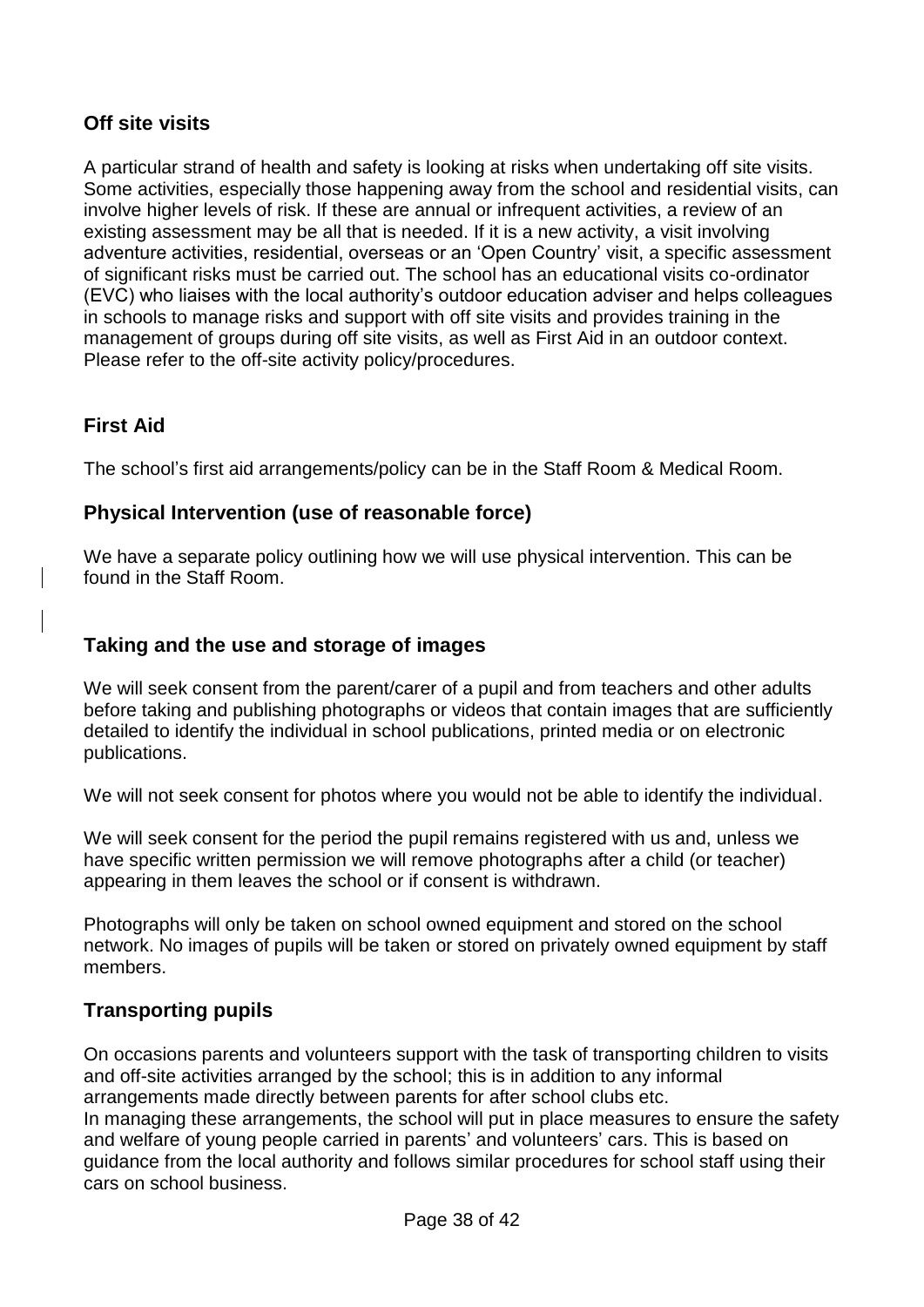## Off site visits

A particular strand of health and safety is looking at risks when undertaking off site visits. Some activities, especially those happening away from the school and residential visits, can involve higher levels of risk. If these are annual or infrequent activities, a review of an existing assessment may be all that is needed. If it is a new activity, a visit involving adventure activities, residential, overseas or an 'Open Country' visit, a specific assessment of significant risks must be carried out. The school has an educational visits co-ordinator (EVC) who liaises with the local authority's outdoor education adviser and helps colleagues in schools to manage risks and support with off site visits and provides training in the management of groups during off site visits, as well as First Aid in an outdoor context. Please refer to the off-site activity policy/procedures.

## First Aid

The school's first aid arrangements/policy can be in the Staff Room & Medical Room.

## Physical Intervention (use of reasonable force)

We have a separate policy outlining how we will use physical intervention. This can be found in the Staff Room.

## Taking and the use and storage of images

We will seek consent from the parent/carer of a pupil and from teachers and other adults before taking and publishing photographs or videos that contain images that are sufficiently detailed to identify the individual in school publications, printed media or on electronic publications.

We will not seek consent for photos where you would not be able to identify the individual.

We will seek consent for the period the pupil remains registered with us and, unless we have specific written permission we will remove photographs after a child (or teacher) appearing in them leaves the school or if consent is withdrawn.

Photographs will only be taken on school owned equipment and stored on the school network. No images of pupils will be taken or stored on privately owned equipment by staff members.

## Transporting pupils

On occasions parents and volunteers support with the task of transporting children to visits and off-site activities arranged by the school; this is in addition to any informal arrangements made directly between parents for after school clubs etc.
In managing these arrangements, the school will put in place measures to ensure the safety and welfare of young people carried in parents' and volunteers' cars. This is based on guidance from the local authority and follows similar procedures for school staff using their cars on school business.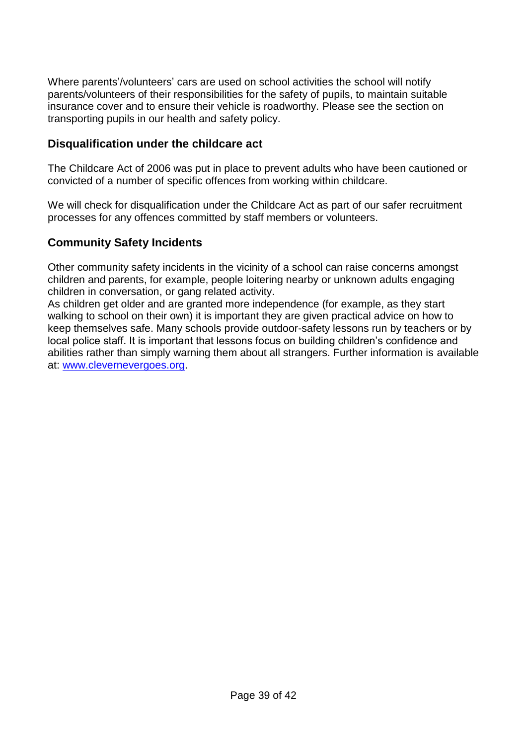Where parents'/volunteers' cars are used on school activities the school will notify parents/volunteers of their responsibilities for the safety of pupils, to maintain suitable insurance cover and to ensure their vehicle is roadworthy. Please see the section on transporting pupils in our health and safety policy.

## Disqualification under the childcare act

The Childcare Act of 2006 was put in place to prevent adults who have been cautioned or convicted of a number of specific offences from working within childcare.

We will check for disqualification under the Childcare Act as part of our safer recruitment processes for any offences committed by staff members or volunteers.

## Community Safety Incidents

Other community safety incidents in the vicinity of a school can raise concerns amongst children and parents, for example, people loitering nearby or unknown adults engaging children in conversation, or gang related activity.
As children get older and are granted more independence (for example, as they start walking to school on their own) it is important they are given practical advice on how to keep themselves safe. Many schools provide outdoor-safety lessons run by teachers or by local police staff. It is important that lessons focus on building children's confidence and abilities rather than simply warning them about all strangers. Further information is available at: [www.clevernevergoes.org](http://www.clevernevergoes.org).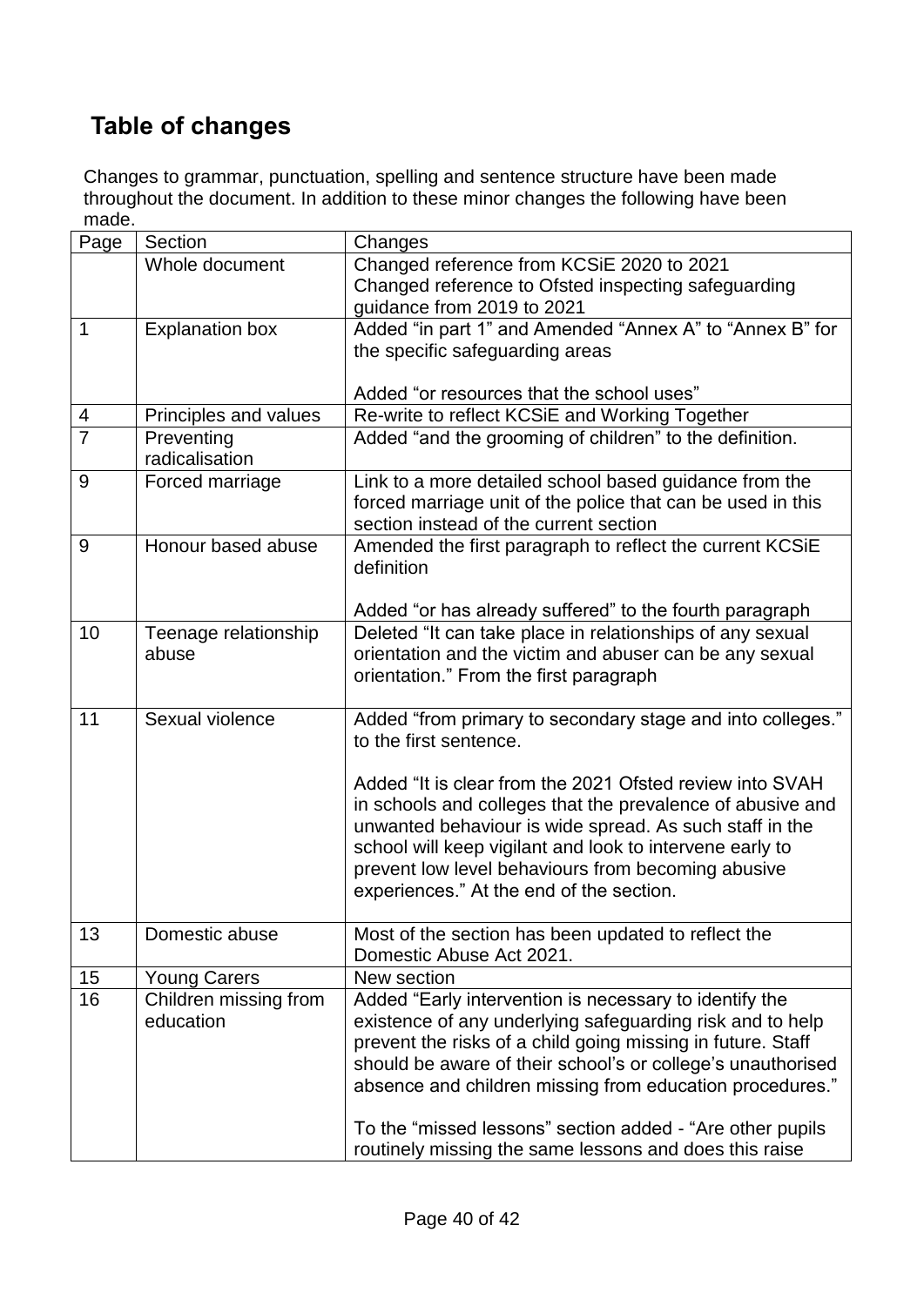## Table of changes

Changes to grammar, punctuation, spelling and sentence structure have been made throughout the document. In addition to these minor changes the following have been made.

| Page | Section | Changes |
|---|---|---|
| | Whole document | Changed reference from KCSiE 2020 to 2021<br>Changed reference to Ofsted inspecting safeguarding guidance from 2019 to 2021 |
| 1 | Explanation box | Added "in part 1" and Amended "Annex A" to "Annex B" for the specific safeguarding areas<br><br>Added "or resources that the school uses" |
| 4 | Principles and values | Re-write to reflect KCSiE and Working Together |
| 7 | Preventing radicalisation | Added "and the grooming of children" to the definition. |
| 9 | Forced marriage | Link to a more detailed school based guidance from the forced marriage unit of the police that can be used in this section instead of the current section |
| 9 | Honour based abuse | Amended the first paragraph to reflect the current KCSiE definition<br><br>Added "or has already suffered" to the fourth paragraph |
| 10 | Teenage relationship abuse | Deleted "It can take place in relationships of any sexual orientation and the victim and abuser can be any sexual orientation." From the first paragraph |
| 11 | Sexual violence | Added "from primary to secondary stage and into colleges." to the first sentence.<br><br>Added "It is clear from the 2021 Ofsted review into SVAH in schools and colleges that the prevalence of abusive and unwanted behaviour is wide spread. As such staff in the school will keep vigilant and look to intervene early to prevent low level behaviours from becoming abusive experiences." At the end of the section. |
| 13 | Domestic abuse | Most of the section has been updated to reflect the Domestic Abuse Act 2021. |
| 15 | Young Carers | New section |
| 16 | Children missing from education | Added "Early intervention is necessary to identify the existence of any underlying safeguarding risk and to help prevent the risks of a child going missing in future. Staff should be aware of their school's or college's unauthorised absence and children missing from education procedures."<br><br>To the "missed lessons" section added - "Are other pupils routinely missing the same lessons and does this raise |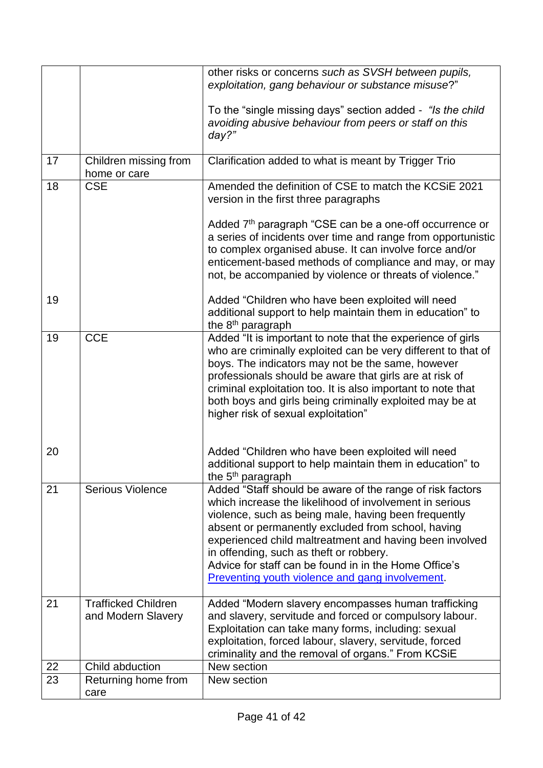| | | |
|---|---|---|
| | | other risks or concerns *such as SVSH between pupils, exploitation, gang behaviour or substance misuse*?"<br><br>To the "single missing days" section added - *"Is the child avoiding abusive behaviour from peers or staff on this day?"* |
| 17 | Children missing from home or care | Clarification added to what is meant by Trigger Trio |
| 18 | CSE | Amended the definition of CSE to match the KCSiE 2021 version in the first three paragraphs<br><br>Added 7th paragraph "CSE can be a one-off occurrence or a series of incidents over time and range from opportunistic to complex organised abuse. It can involve force and/or enticement-based methods of compliance and may, or may not, be accompanied by violence or threats of violence." |
| 19 | | Added "Children who have been exploited will need additional support to help maintain them in education" to the 8th paragraph |
| 19 | CCE | Added "It is important to note that the experience of girls who are criminally exploited can be very different to that of boys. The indicators may not be the same, however professionals should be aware that girls are at risk of criminal exploitation too. It is also important to note that both boys and girls being criminally exploited may be at higher risk of sexual exploitation" |
| 20 | | Added "Children who have been exploited will need additional support to help maintain them in education" to the 5th paragraph |
| 21 | Serious Violence | Added "Staff should be aware of the range of risk factors which increase the likelihood of involvement in serious violence, such as being male, having been frequently absent or permanently excluded from school, having experienced child maltreatment and having been involved in offending, such as theft or robbery.<br>Advice for staff can be found in in the Home Office's [Preventing youth violence and gang involvement](). |
| 21 | Trafficked Children and Modern Slavery | Added "Modern slavery encompasses human trafficking and slavery, servitude and forced or compulsory labour. Exploitation can take many forms, including: sexual exploitation, forced labour, slavery, servitude, forced criminality and the removal of organs." From KCSiE |
| 22 | Child abduction | New section |
| 23 | Returning home from care | New section |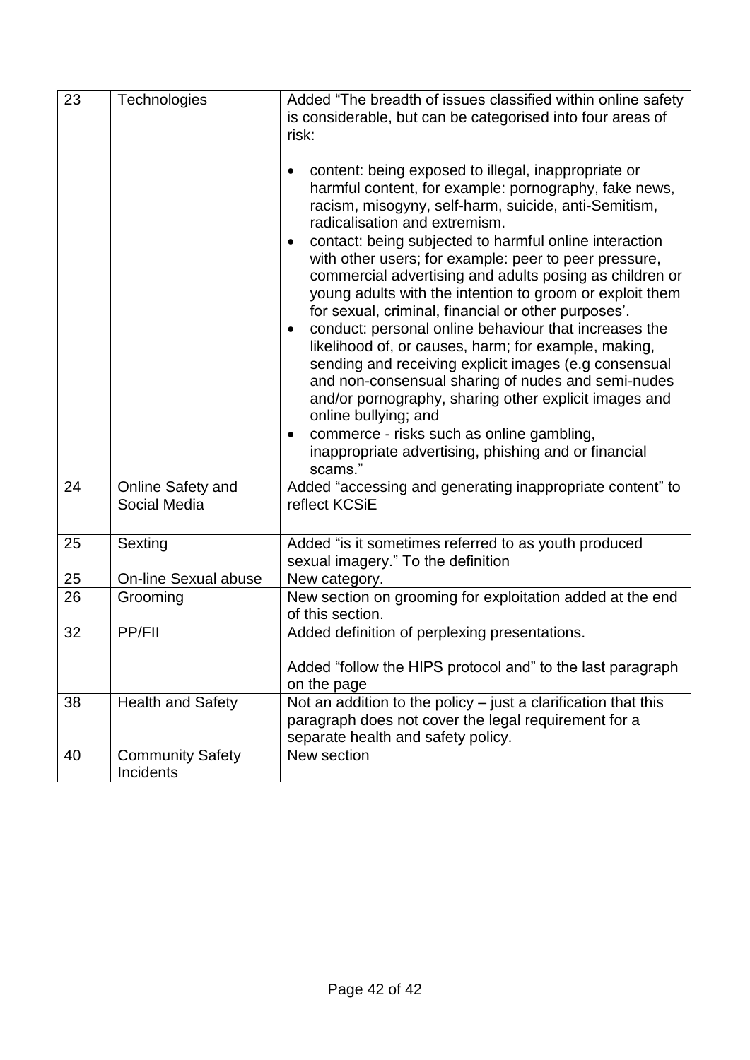| | | |
|---|---|---|
| 23 | Technologies | Added "The breadth of issues classified within online safety is considerable, but can be categorised into four areas of risk:<br><br>• content: being exposed to illegal, inappropriate or harmful content, for example: pornography, fake news, racism, misogyny, self-harm, suicide, anti-Semitism, radicalisation and extremism.<br>• contact: being subjected to harmful online interaction with other users; for example: peer to peer pressure, commercial advertising and adults posing as children or young adults with the intention to groom or exploit them for sexual, criminal, financial or other purposes'.<br>• conduct: personal online behaviour that increases the likelihood of, or causes, harm; for example, making, sending and receiving explicit images (e.g consensual and non-consensual sharing of nudes and semi-nudes and/or pornography, sharing other explicit images and online bullying; and<br>• commerce - risks such as online gambling, inappropriate advertising, phishing and or financial scams." |
| 24 | Online Safety and Social Media | Added "accessing and generating inappropriate content" to reflect KCSiE |
| 25 | Sexting | Added "is it sometimes referred to as youth produced sexual imagery." To the definition |
| 25 | On-line Sexual abuse | New category. |
| 26 | Grooming | New section on grooming for exploitation added at the end of this section. |
| 32 | PP/FII | Added definition of perplexing presentations.<br><br>Added "follow the HIPS protocol and" to the last paragraph on the page |
| 38 | Health and Safety | Not an addition to the policy – just a clarification that this paragraph does not cover the legal requirement for a separate health and safety policy. |
| 40 | Community Safety Incidents | New section |